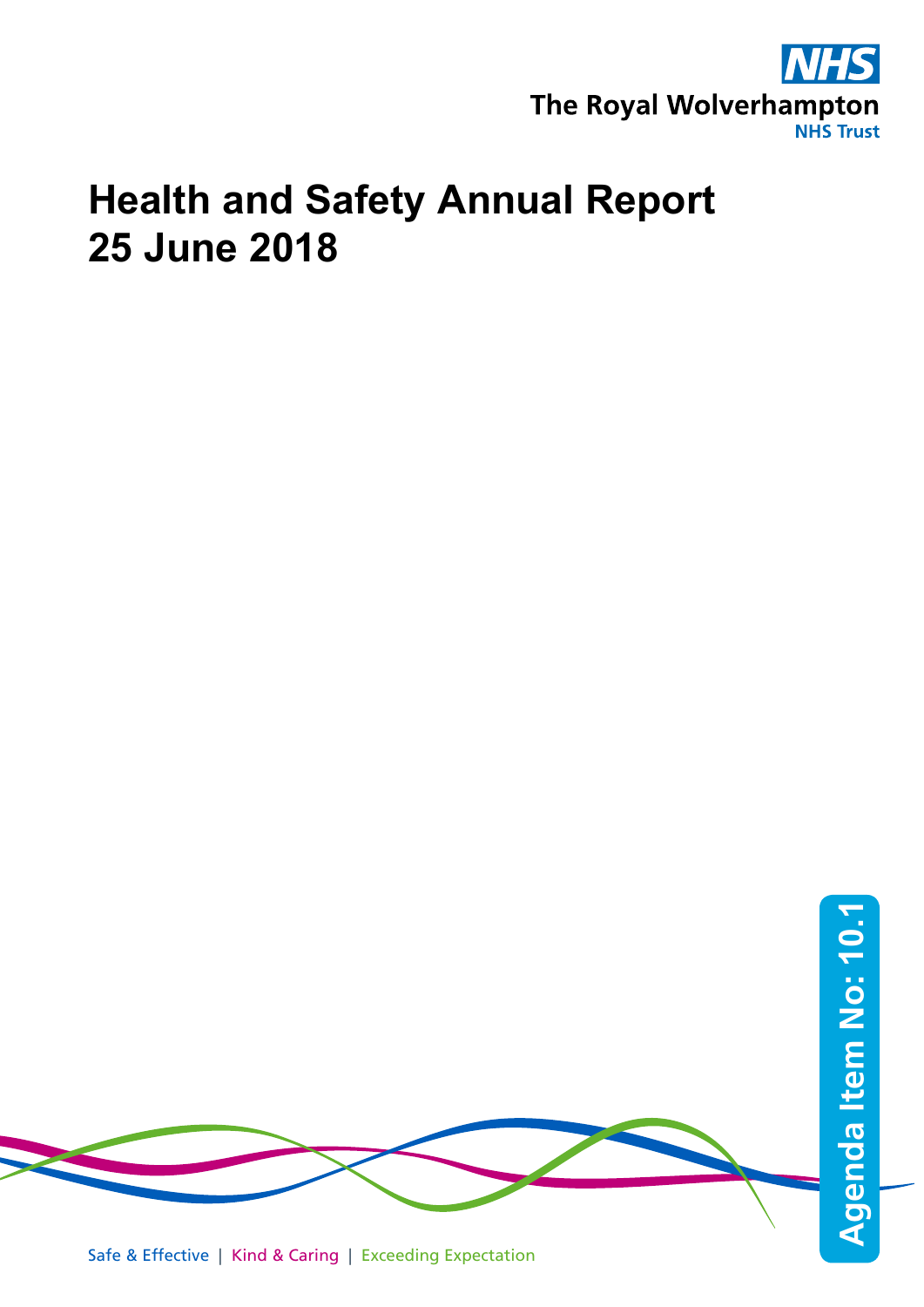NHS

The Royal Wolverhampton NHS Trust

# Health and Safety Annual Report
# 25 June 2018

Agenda Item No: 10.1

Safe & Effective | Kind & Caring | Exceeding Expectation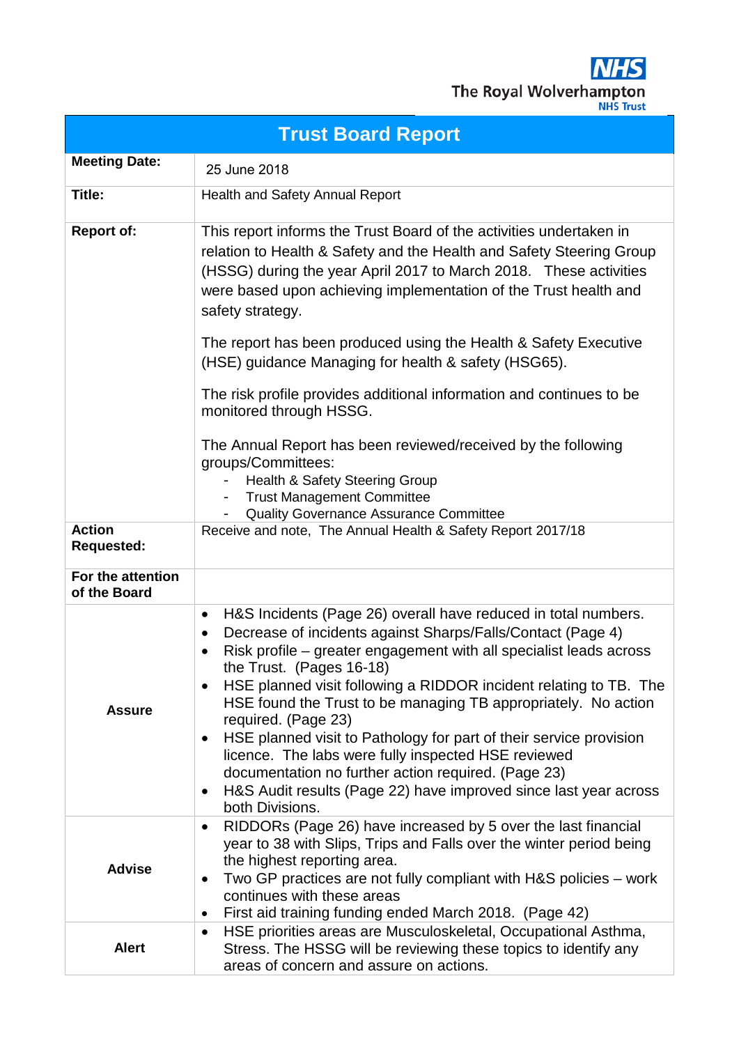The Royal Wolverhampton NHS Trust

# Trust Board Report

| | |
|---|---|
| **Meeting Date:** | 25 June 2018 |
| **Title:** | Health and Safety Annual Report |
| **Report of:** | This report informs the Trust Board of the activities undertaken in relation to Health & Safety and the Health and Safety Steering Group (HSSG) during the year April 2017 to March 2018. These activities were based upon achieving implementation of the Trust health and safety strategy.<br><br>The report has been produced using the Health & Safety Executive (HSE) guidance Managing for health & safety (HSG65).<br><br>The risk profile provides additional information and continues to be monitored through HSSG.<br><br>The Annual Report has been reviewed/received by the following groups/Committees:<br>- Health & Safety Steering Group<br>- Trust Management Committee<br>- Quality Governance Assurance Committee |
| **Action Requested:** | Receive and note, The Annual Health & Safety Report 2017/18 |
| **For the attention of the Board** | |
| **Assure** | • H&S Incidents (Page 26) overall have reduced in total numbers.<br>• Decrease of incidents against Sharps/Falls/Contact (Page 4)<br>• Risk profile – greater engagement with all specialist leads across the Trust. (Pages 16-18)<br>• HSE planned visit following a RIDDOR incident relating to TB. The HSE found the Trust to be managing TB appropriately. No action required. (Page 23)<br>• HSE planned visit to Pathology for part of their service provision licence. The labs were fully inspected HSE reviewed documentation no further action required. (Page 23)<br>• H&S Audit results (Page 22) have improved since last year across both Divisions. |
| **Advise** | • RIDDORs (Page 26) have increased by 5 over the last financial year to 38 with Slips, Trips and Falls over the winter period being the highest reporting area.<br>• Two GP practices are not fully compliant with H&S policies – work continues with these areas<br>• First aid training funding ended March 2018. (Page 42) |
| **Alert** | • HSE priorities areas are Musculoskeletal, Occupational Asthma, Stress. The HSSG will be reviewing these topics to identify any areas of concern and assure on actions. |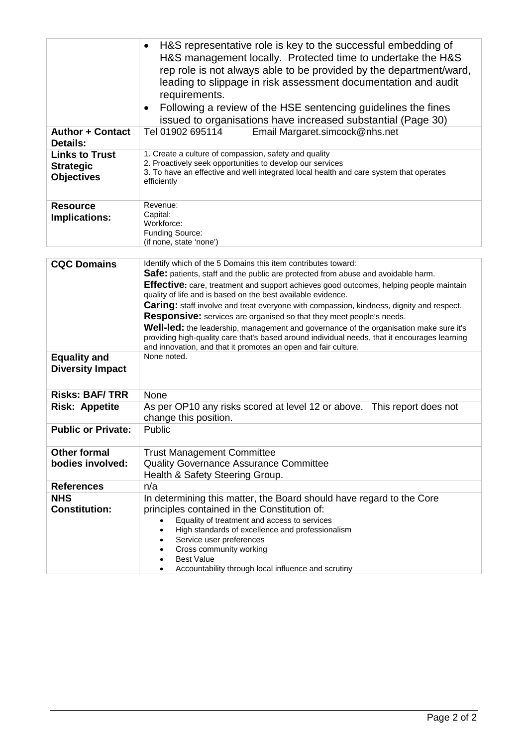| | |
|---|---|
| | • H&S representative role is key to the successful embedding of H&S management locally. Protected time to undertake the H&S rep role is not always able to be provided by the department/ward, leading to slippage in risk assessment documentation and audit requirements.<br>• Following a review of the HSE sentencing guidelines the fines issued to organisations have increased substantial (Page 30) |
| **Author + Contact Details:** | Tel 01902 695114 Email Margaret.simcock@nhs.net |
| **Links to Trust Strategic Objectives** | 1. Create a culture of compassion, safety and quality<br>2. Proactively seek opportunities to develop our services<br>3. To have an effective and well integrated local health and care system that operates efficiently |
| **Resource Implications:** | Revenue:<br>Capital:<br>Workforce:<br>Funding Source:<br>(if none, state 'none') |

| | |
|---|---|
| **CQC Domains** | Identify which of the 5 Domains this item contributes toward:<br>**Safe:** patients, staff and the public are protected from abuse and avoidable harm.<br>**Effective:** care, treatment and support achieves good outcomes, helping people maintain quality of life and is based on the best available evidence.<br>**Caring:** staff involve and treat everyone with compassion, kindness, dignity and respect.<br>**Responsive:** services are organised so that they meet people's needs.<br>**Well-led:** the leadership, management and governance of the organisation make sure it's providing high-quality care that's based around individual needs, that it encourages learning and innovation, and that it promotes an open and fair culture. |
| **Equality and Diversity Impact** | None noted. |
| **Risks: BAF/ TRR** | None |
| **Risk: Appetite** | As per OP10 any risks scored at level 12 or above. This report does not change this position. |
| **Public or Private:** | Public |
| **Other formal bodies involved:** | Trust Management Committee<br>Quality Governance Assurance Committee<br>Health & Safety Steering Group. |
| **References** | n/a |
| **NHS Constitution:** | In determining this matter, the Board should have regard to the Core principles contained in the Constitution of:<br>• Equality of treatment and access to services<br>• High standards of excellence and professionalism<br>• Service user preferences<br>• Cross community working<br>• Best Value<br>• Accountability through local influence and scrutiny |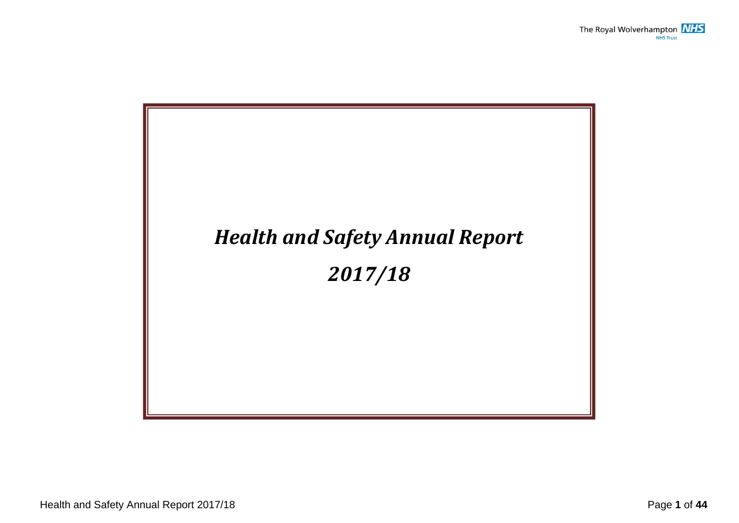# *Health and Safety Annual Report*

# *2017/18*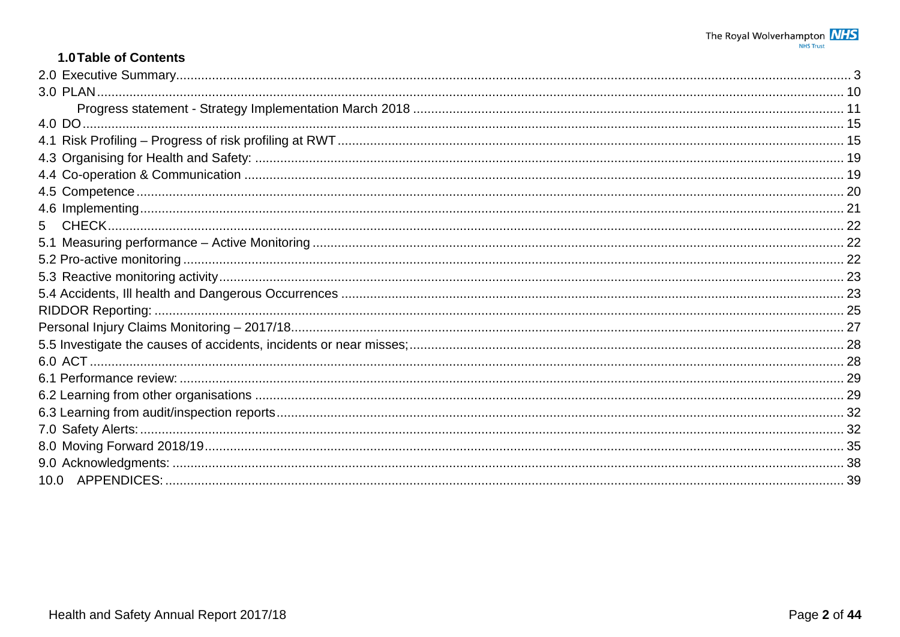## 1.0 Table of Contents

2.0 Executive Summary ........ 3
3.0 PLAN ........ 10
  Progress statement - Strategy Implementation March 2018 ........ 11
4.0 DO ........ 15
4.1 Risk Profiling – Progress of risk profiling at RWT ........ 15
4.3 Organising for Health and Safety: ........ 19
4.4 Co-operation & Communication ........ 19
4.5 Competence ........ 20
4.6 Implementing ........ 21
5 CHECK ........ 22
5.1 Measuring performance – Active Monitoring ........ 22
5.2 Pro-active monitoring ........ 22
5.3 Reactive monitoring activity ........ 23
5.4 Accidents, Ill health and Dangerous Occurrences ........ 23
RIDDOR Reporting: ........ 25
Personal Injury Claims Monitoring – 2017/18 ........ 27
5.5 Investigate the causes of accidents, incidents or near misses; ........ 28
6.0 ACT ........ 28
6.1 Performance review: ........ 29
6.2 Learning from other organisations ........ 29
6.3 Learning from audit/inspection reports ........ 32
7.0 Safety Alerts: ........ 32
8.0 Moving Forward 2018/19 ........ 35
9.0 Acknowledgments: ........ 38
10.0 APPENDICES: ........ 39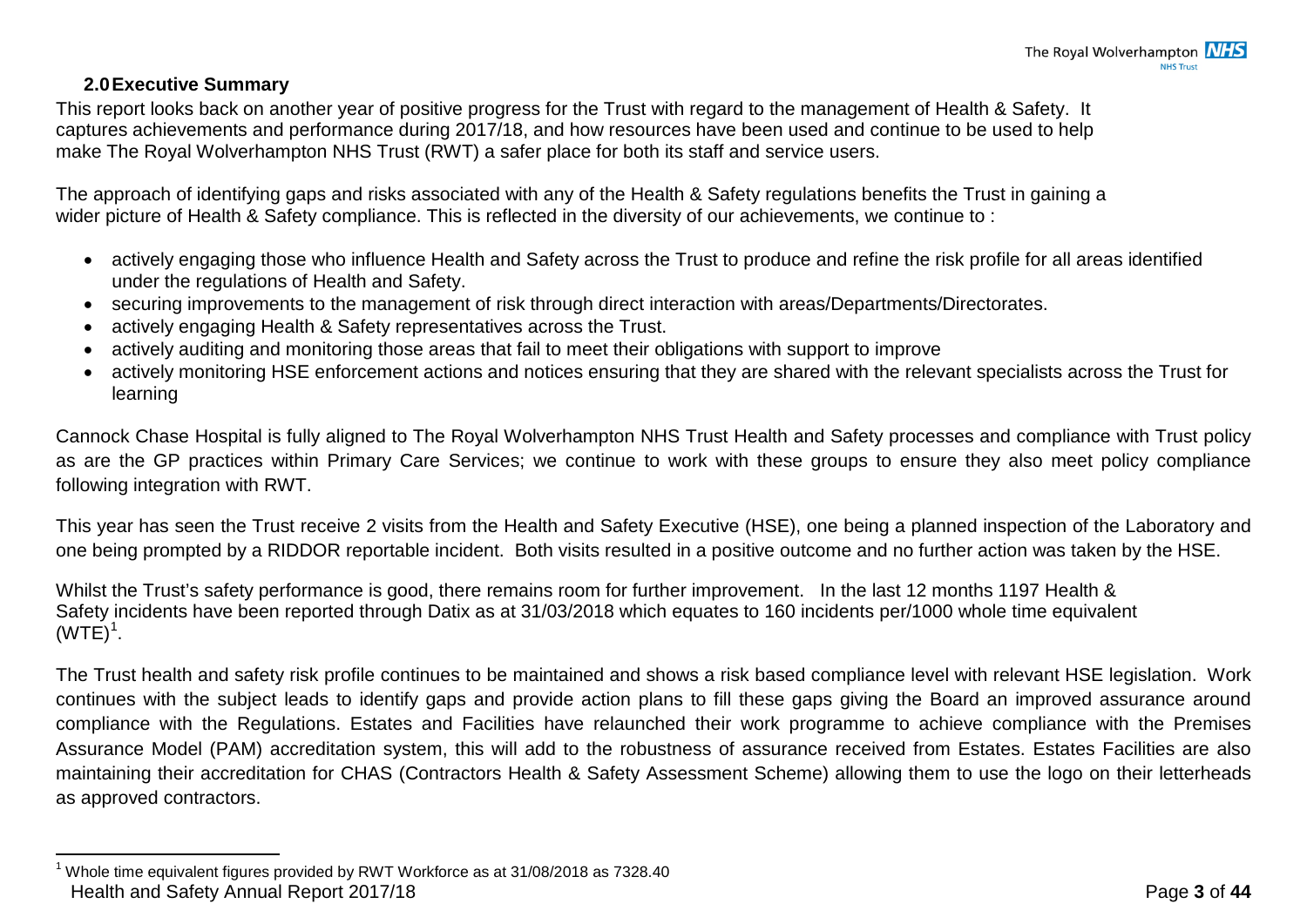## 2.0 Executive Summary

This report looks back on another year of positive progress for the Trust with regard to the management of Health & Safety. It captures achievements and performance during 2017/18, and how resources have been used and continue to be used to help make The Royal Wolverhampton NHS Trust (RWT) a safer place for both its staff and service users.

The approach of identifying gaps and risks associated with any of the Health & Safety regulations benefits the Trust in gaining a wider picture of Health & Safety compliance. This is reflected in the diversity of our achievements, we continue to :

- actively engaging those who influence Health and Safety across the Trust to produce and refine the risk profile for all areas identified under the regulations of Health and Safety.
- securing improvements to the management of risk through direct interaction with areas/Departments/Directorates.
- actively engaging Health & Safety representatives across the Trust.
- actively auditing and monitoring those areas that fail to meet their obligations with support to improve
- actively monitoring HSE enforcement actions and notices ensuring that they are shared with the relevant specialists across the Trust for learning

Cannock Chase Hospital is fully aligned to The Royal Wolverhampton NHS Trust Health and Safety processes and compliance with Trust policy as are the GP practices within Primary Care Services; we continue to work with these groups to ensure they also meet policy compliance following integration with RWT.

This year has seen the Trust receive 2 visits from the Health and Safety Executive (HSE), one being a planned inspection of the Laboratory and one being prompted by a RIDDOR reportable incident. Both visits resulted in a positive outcome and no further action was taken by the HSE.

Whilst the Trust's safety performance is good, there remains room for further improvement. In the last 12 months 1197 Health & Safety incidents have been reported through Datix as at 31/03/2018 which equates to 160 incidents per/1000 whole time equivalent (WTE)[1].

The Trust health and safety risk profile continues to be maintained and shows a risk based compliance level with relevant HSE legislation. Work continues with the subject leads to identify gaps and provide action plans to fill these gaps giving the Board an improved assurance around compliance with the Regulations. Estates and Facilities have relaunched their work programme to achieve compliance with the Premises Assurance Model (PAM) accreditation system, this will add to the robustness of assurance received from Estates. Estates Facilities are also maintaining their accreditation for CHAS (Contractors Health & Safety Assessment Scheme) allowing them to use the logo on their letterheads as approved contractors.

[1] Whole time equivalent figures provided by RWT Workforce as at 31/08/2018 as 7328.40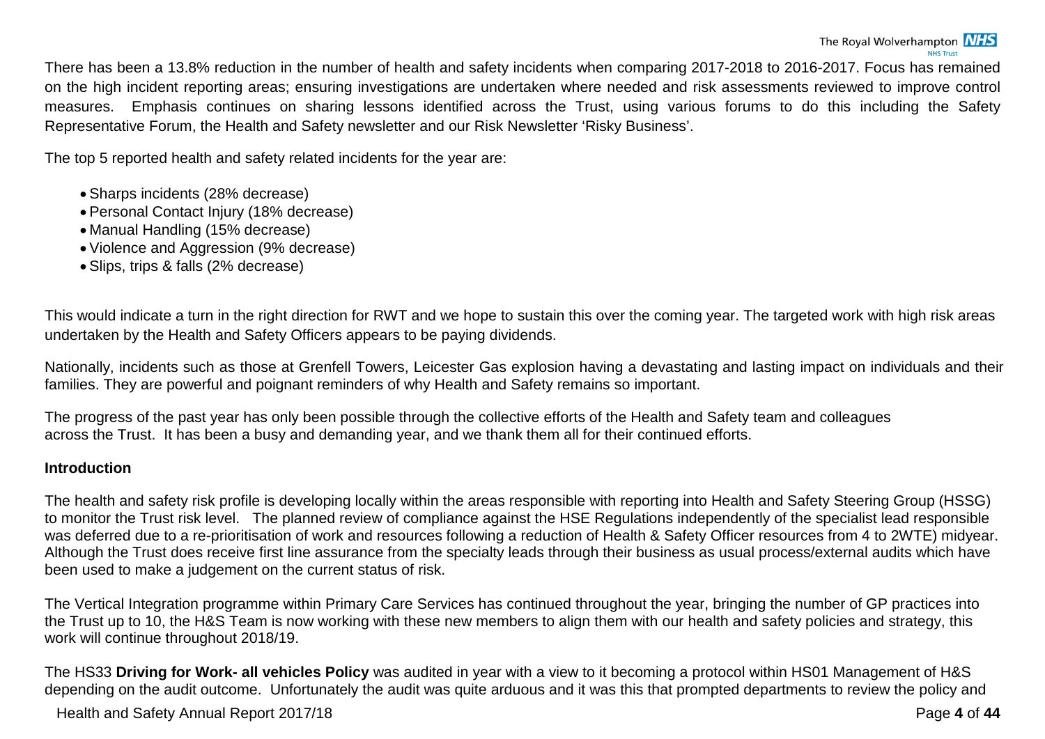There has been a 13.8% reduction in the number of health and safety incidents when comparing 2017-2018 to 2016-2017. Focus has remained on the high incident reporting areas; ensuring investigations are undertaken where needed and risk assessments reviewed to improve control measures. Emphasis continues on sharing lessons identified across the Trust, using various forums to do this including the Safety Representative Forum, the Health and Safety newsletter and our Risk Newsletter 'Risky Business'.

The top 5 reported health and safety related incidents for the year are:

- Sharps incidents (28% decrease)
- Personal Contact Injury (18% decrease)
- Manual Handling (15% decrease)
- Violence and Aggression (9% decrease)
- Slips, trips & falls (2% decrease)

This would indicate a turn in the right direction for RWT and we hope to sustain this over the coming year. The targeted work with high risk areas undertaken by the Health and Safety Officers appears to be paying dividends.

Nationally, incidents such as those at Grenfell Towers, Leicester Gas explosion having a devastating and lasting impact on individuals and their families. They are powerful and poignant reminders of why Health and Safety remains so important.

The progress of the past year has only been possible through the collective efforts of the Health and Safety team and colleagues across the Trust. It has been a busy and demanding year, and we thank them all for their continued efforts.

**Introduction**

The health and safety risk profile is developing locally within the areas responsible with reporting into Health and Safety Steering Group (HSSG) to monitor the Trust risk level. The planned review of compliance against the HSE Regulations independently of the specialist lead responsible was deferred due to a re-prioritisation of work and resources following a reduction of Health & Safety Officer resources from 4 to 2WTE) midyear. Although the Trust does receive first line assurance from the specialty leads through their business as usual process/external audits which have been used to make a judgement on the current status of risk.

The Vertical Integration programme within Primary Care Services has continued throughout the year, bringing the number of GP practices into the Trust up to 10, the H&S Team is now working with these new members to align them with our health and safety policies and strategy, this work will continue throughout 2018/19.

The HS33 **Driving for Work- all vehicles Policy** was audited in year with a view to it becoming a protocol within HS01 Management of H&S depending on the audit outcome. Unfortunately the audit was quite arduous and it was this that prompted departments to review the policy and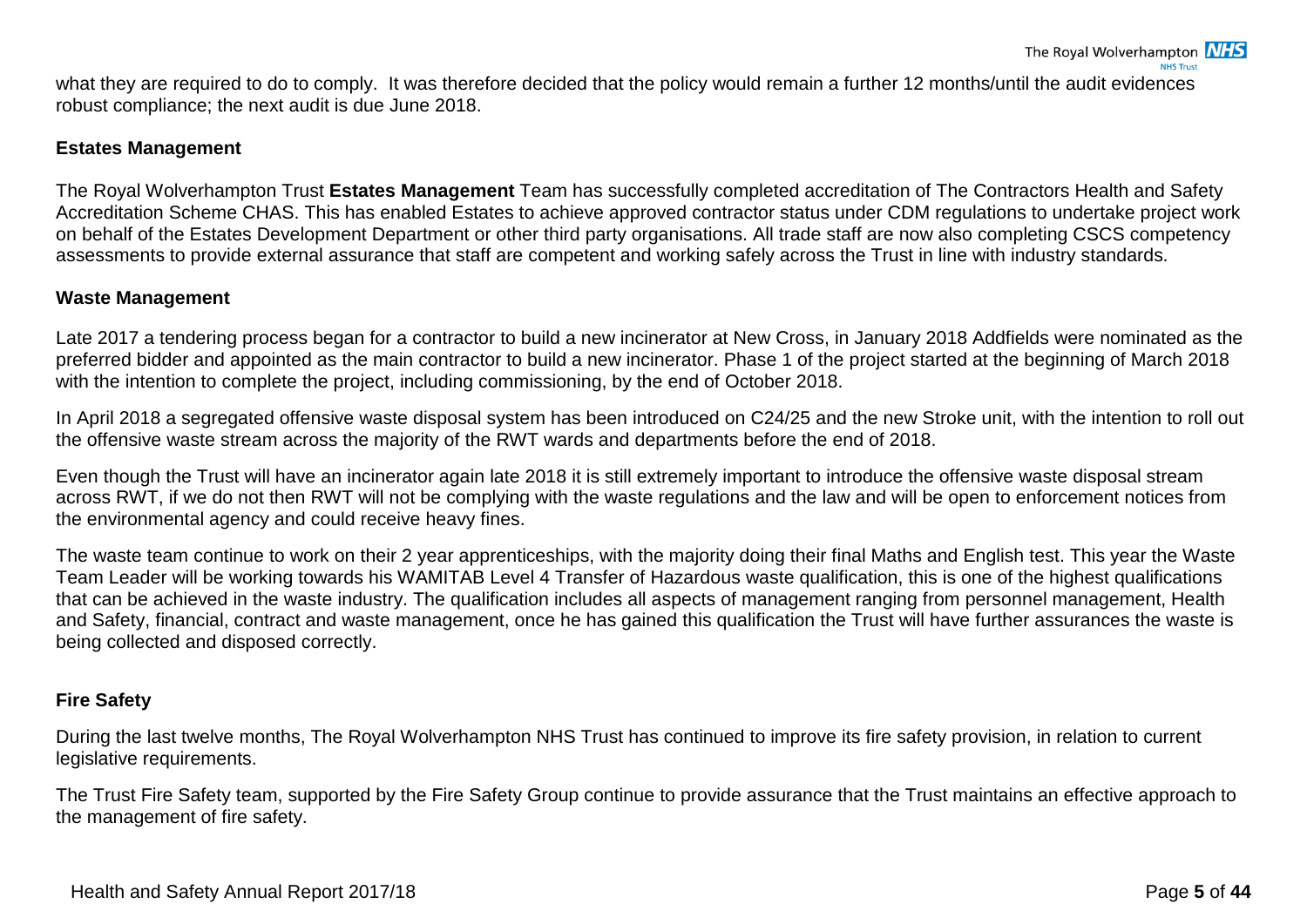what they are required to do to comply. It was therefore decided that the policy would remain a further 12 months/until the audit evidences robust compliance; the next audit is due June 2018.

### Estates Management

The Royal Wolverhampton Trust **Estates Management** Team has successfully completed accreditation of The Contractors Health and Safety Accreditation Scheme CHAS. This has enabled Estates to achieve approved contractor status under CDM regulations to undertake project work on behalf of the Estates Development Department or other third party organisations. All trade staff are now also completing CSCS competency assessments to provide external assurance that staff are competent and working safely across the Trust in line with industry standards.

### Waste Management

Late 2017 a tendering process began for a contractor to build a new incinerator at New Cross, in January 2018 Addfields were nominated as the preferred bidder and appointed as the main contractor to build a new incinerator. Phase 1 of the project started at the beginning of March 2018 with the intention to complete the project, including commissioning, by the end of October 2018.

In April 2018 a segregated offensive waste disposal system has been introduced on C24/25 and the new Stroke unit, with the intention to roll out the offensive waste stream across the majority of the RWT wards and departments before the end of 2018.

Even though the Trust will have an incinerator again late 2018 it is still extremely important to introduce the offensive waste disposal stream across RWT, if we do not then RWT will not be complying with the waste regulations and the law and will be open to enforcement notices from the environmental agency and could receive heavy fines.

The waste team continue to work on their 2 year apprenticeships, with the majority doing their final Maths and English test. This year the Waste Team Leader will be working towards his WAMITAB Level 4 Transfer of Hazardous waste qualification, this is one of the highest qualifications that can be achieved in the waste industry. The qualification includes all aspects of management ranging from personnel management, Health and Safety, financial, contract and waste management, once he has gained this qualification the Trust will have further assurances the waste is being collected and disposed correctly.

### Fire Safety

During the last twelve months, The Royal Wolverhampton NHS Trust has continued to improve its fire safety provision, in relation to current legislative requirements.

The Trust Fire Safety team, supported by the Fire Safety Group continue to provide assurance that the Trust maintains an effective approach to the management of fire safety.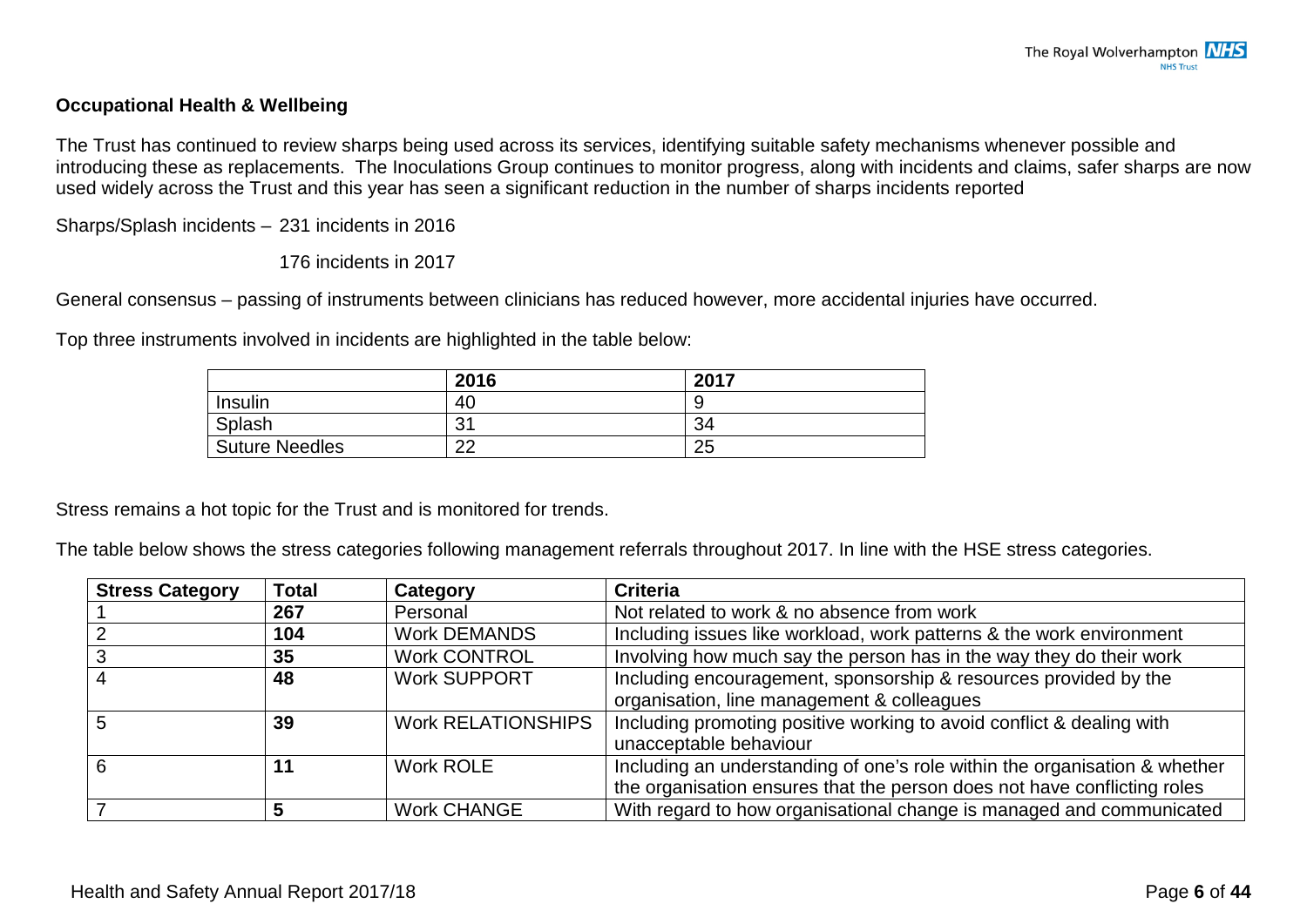**Occupational Health & Wellbeing**

The Trust has continued to review sharps being used across its services, identifying suitable safety mechanisms whenever possible and introducing these as replacements. The Inoculations Group continues to monitor progress, along with incidents and claims, safer sharps are now used widely across the Trust and this year has seen a significant reduction in the number of sharps incidents reported

Sharps/Splash incidents – 231 incidents in 2016

176 incidents in 2017

General consensus – passing of instruments between clinicians has reduced however, more accidental injuries have occurred.

Top three instruments involved in incidents are highlighted in the table below:

| | 2016 | 2017 |
|---|---|---|
| Insulin | 40 | 9 |
| Splash | 31 | 34 |
| Suture Needles | 22 | 25 |

Stress remains a hot topic for the Trust and is monitored for trends.

The table below shows the stress categories following management referrals throughout 2017. In line with the HSE stress categories.

| Stress Category | Total | Category | Criteria |
|---|---|---|---|
| 1 | **267** | Personal | Not related to work & no absence from work |
| 2 | **104** | Work DEMANDS | Including issues like workload, work patterns & the work environment |
| 3 | **35** | Work CONTROL | Involving how much say the person has in the way they do their work |
| 4 | **48** | Work SUPPORT | Including encouragement, sponsorship & resources provided by the organisation, line management & colleagues |
| 5 | **39** | Work RELATIONSHIPS | Including promoting positive working to avoid conflict & dealing with unacceptable behaviour |
| 6 | **11** | Work ROLE | Including an understanding of one's role within the organisation & whether the organisation ensures that the person does not have conflicting roles |
| 7 | **5** | Work CHANGE | With regard to how organisational change is managed and communicated |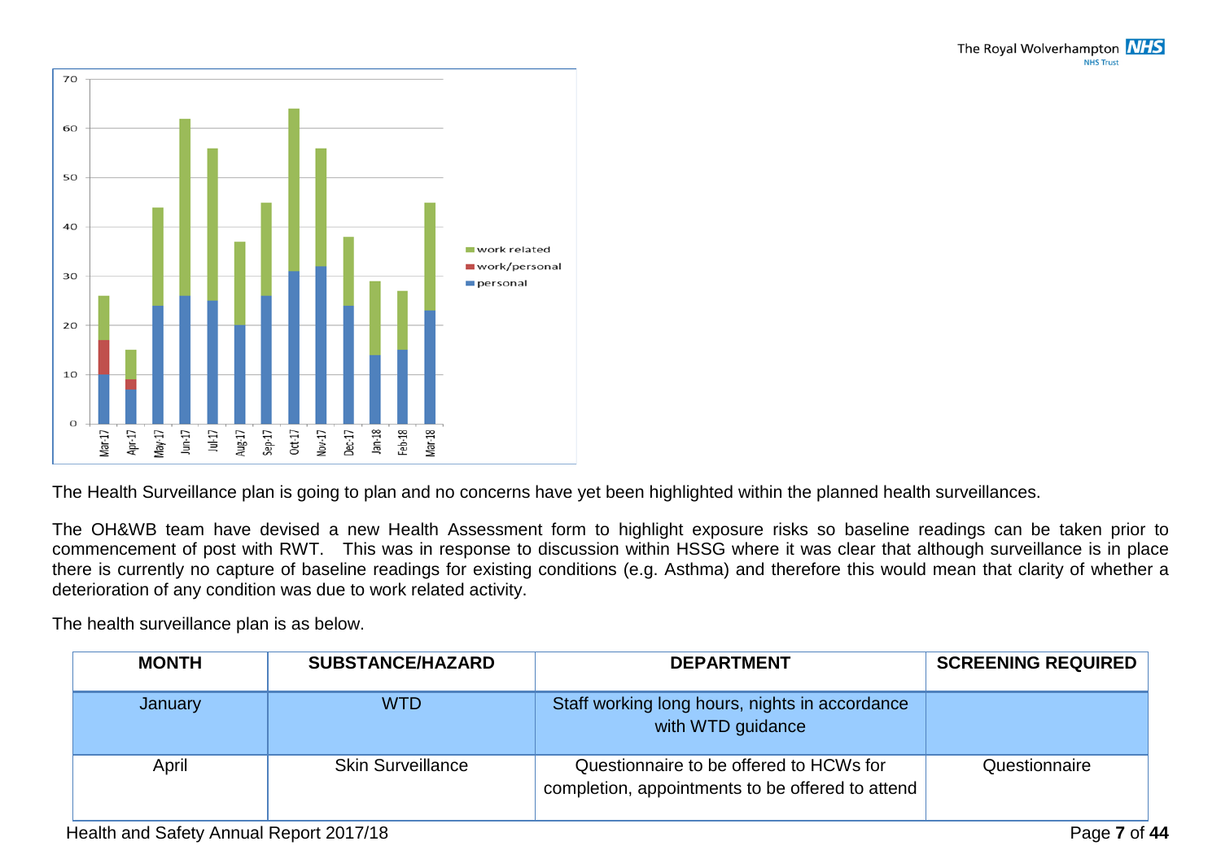The Health Surveillance plan is going to plan and no concerns have yet been highlighted within the planned health surveillances.

The OH&WB team have devised a new Health Assessment form to highlight exposure risks so baseline readings can be taken prior to commencement of post with RWT. This was in response to discussion within HSSG where it was clear that although surveillance is in place there is currently no capture of baseline readings for existing conditions (e.g. Asthma) and therefore this would mean that clarity of whether a deterioration of any condition was due to work related activity.

The health surveillance plan is as below.

| MONTH | SUBSTANCE/HAZARD | DEPARTMENT | SCREENING REQUIRED |
|---|---|---|---|
| January | WTD | Staff working long hours, nights in accordance with WTD guidance | |
| April | Skin Surveillance | Questionnaire to be offered to HCWs for completion, appointments to be offered to attend | Questionnaire |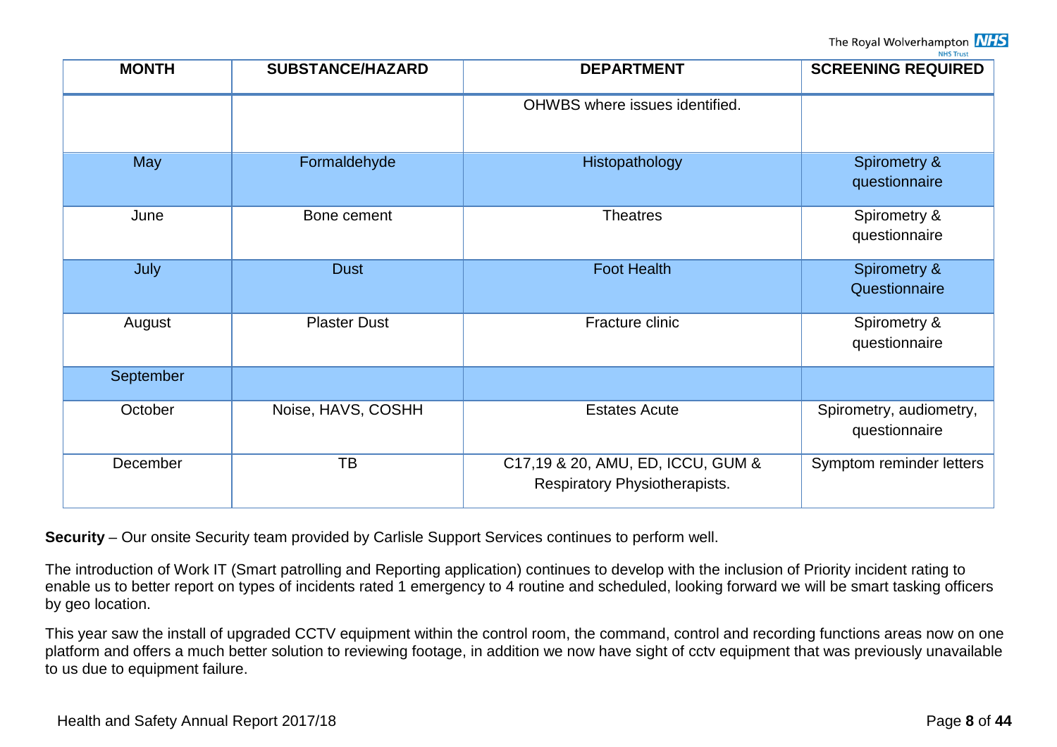| MONTH | SUBSTANCE/HAZARD | DEPARTMENT | SCREENING REQUIRED |
|---|---|---|---|
| | | OHWBS where issues identified. | |
| May | Formaldehyde | Histopathology | Spirometry & questionnaire |
| June | Bone cement | Theatres | Spirometry & questionnaire |
| July | Dust | Foot Health | Spirometry & Questionnaire |
| August | Plaster Dust | Fracture clinic | Spirometry & questionnaire |
| September | | | |
| October | Noise, HAVS, COSHH | Estates Acute | Spirometry, audiometry, questionnaire |
| December | TB | C17,19 & 20, AMU, ED, ICCU, GUM & Respiratory Physiotherapists. | Symptom reminder letters |

**Security** – Our onsite Security team provided by Carlisle Support Services continues to perform well.

The introduction of Work IT (Smart patrolling and Reporting application) continues to develop with the inclusion of Priority incident rating to enable us to better report on types of incidents rated 1 emergency to 4 routine and scheduled, looking forward we will be smart tasking officers by geo location.

This year saw the install of upgraded CCTV equipment within the control room, the command, control and recording functions areas now on one platform and offers a much better solution to reviewing footage, in addition we now have sight of cctv equipment that was previously unavailable to us due to equipment failure.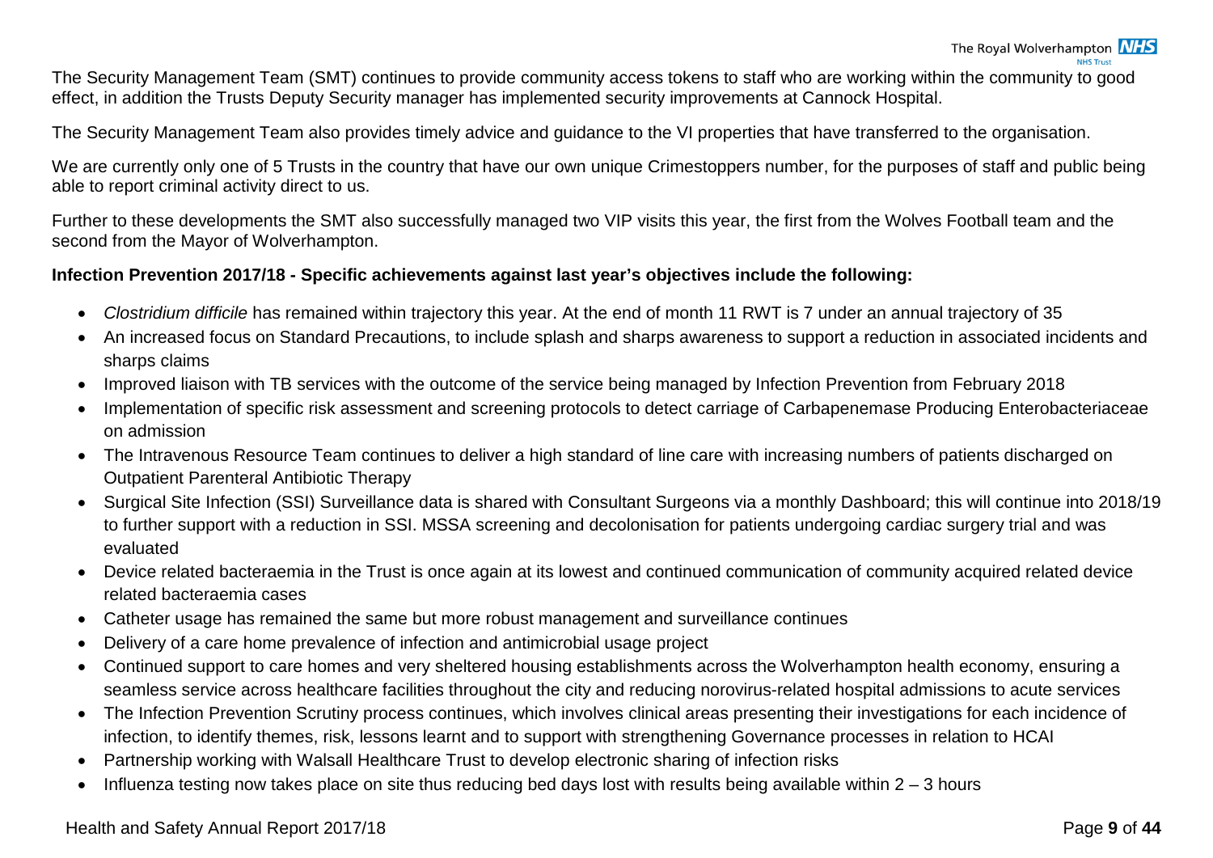The Security Management Team (SMT) continues to provide community access tokens to staff who are working within the community to good effect, in addition the Trusts Deputy Security manager has implemented security improvements at Cannock Hospital.

The Security Management Team also provides timely advice and guidance to the VI properties that have transferred to the organisation.

We are currently only one of 5 Trusts in the country that have our own unique Crimestoppers number, for the purposes of staff and public being able to report criminal activity direct to us.

Further to these developments the SMT also successfully managed two VIP visits this year, the first from the Wolves Football team and the second from the Mayor of Wolverhampton.

**Infection Prevention 2017/18 - Specific achievements against last year's objectives include the following:**

- *Clostridium difficile* has remained within trajectory this year. At the end of month 11 RWT is 7 under an annual trajectory of 35
- An increased focus on Standard Precautions, to include splash and sharps awareness to support a reduction in associated incidents and sharps claims
- Improved liaison with TB services with the outcome of the service being managed by Infection Prevention from February 2018
- Implementation of specific risk assessment and screening protocols to detect carriage of Carbapenemase Producing Enterobacteriaceae on admission
- The Intravenous Resource Team continues to deliver a high standard of line care with increasing numbers of patients discharged on Outpatient Parenteral Antibiotic Therapy
- Surgical Site Infection (SSI) Surveillance data is shared with Consultant Surgeons via a monthly Dashboard; this will continue into 2018/19 to further support with a reduction in SSI. MSSA screening and decolonisation for patients undergoing cardiac surgery trial and was evaluated
- Device related bacteraemia in the Trust is once again at its lowest and continued communication of community acquired related device related bacteraemia cases
- Catheter usage has remained the same but more robust management and surveillance continues
- Delivery of a care home prevalence of infection and antimicrobial usage project
- Continued support to care homes and very sheltered housing establishments across the Wolverhampton health economy, ensuring a seamless service across healthcare facilities throughout the city and reducing norovirus-related hospital admissions to acute services
- The Infection Prevention Scrutiny process continues, which involves clinical areas presenting their investigations for each incidence of infection, to identify themes, risk, lessons learnt and to support with strengthening Governance processes in relation to HCAI
- Partnership working with Walsall Healthcare Trust to develop electronic sharing of infection risks
- Influenza testing now takes place on site thus reducing bed days lost with results being available within 2 – 3 hours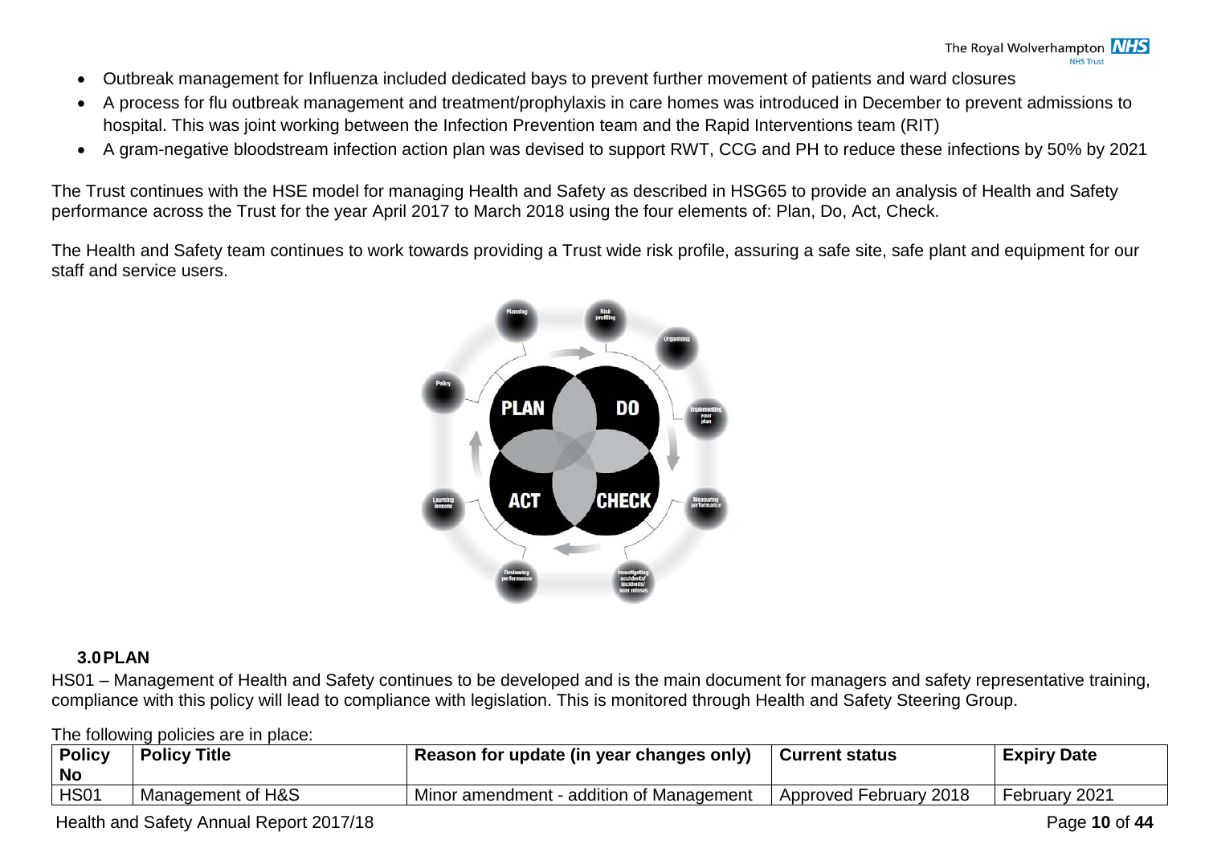- Outbreak management for Influenza included dedicated bays to prevent further movement of patients and ward closures
- A process for flu outbreak management and treatment/prophylaxis in care homes was introduced in December to prevent admissions to hospital. This was joint working between the Infection Prevention team and the Rapid Interventions team (RIT)
- A gram-negative bloodstream infection action plan was devised to support RWT, CCG and PH to reduce these infections by 50% by 2021

The Trust continues with the HSE model for managing Health and Safety as described in HSG65 to provide an analysis of Health and Safety performance across the Trust for the year April 2017 to March 2018 using the four elements of: Plan, Do, Act, Check.

The Health and Safety team continues to work towards providing a Trust wide risk profile, assuring a safe site, safe plant and equipment for our staff and service users.

## 3.0 PLAN

HS01 – Management of Health and Safety continues to be developed and is the main document for managers and safety representative training, compliance with this policy will lead to compliance with legislation. This is monitored through Health and Safety Steering Group.

The following policies are in place:

| Policy No | Policy Title | Reason for update (in year changes only) | Current status | Expiry Date |
|---|---|---|---|---|
| HS01 | Management of H&S | Minor amendment - addition of Management | Approved February 2018 | February 2021 |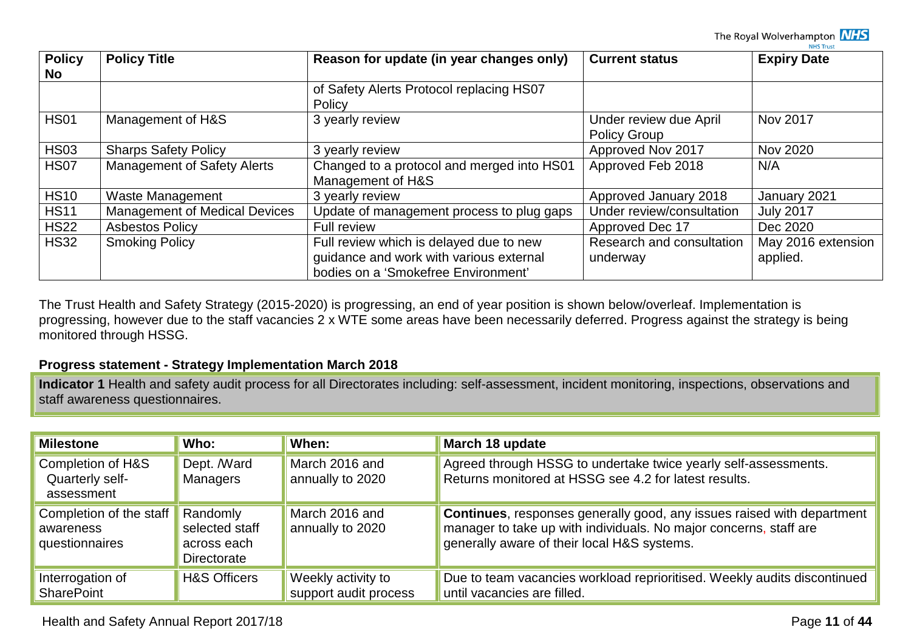| Policy No | Policy Title | Reason for update (in year changes only) | Current status | Expiry Date |
|---|---|---|---|---|
| | | of Safety Alerts Protocol replacing HS07 Policy | | |
| HS01 | Management of H&S | 3 yearly review | Under review due April Policy Group | Nov 2017 |
| HS03 | Sharps Safety Policy | 3 yearly review | Approved Nov 2017 | Nov 2020 |
| HS07 | Management of Safety Alerts | Changed to a protocol and merged into HS01 Management of H&S | Approved Feb 2018 | N/A |
| HS10 | Waste Management | 3 yearly review | Approved January 2018 | January 2021 |
| HS11 | Management of Medical Devices | Update of management process to plug gaps | Under review/consultation | July 2017 |
| HS22 | Asbestos Policy | Full review | Approved Dec 17 | Dec 2020 |
| HS32 | Smoking Policy | Full review which is delayed due to new guidance and work with various external bodies on a 'Smokefree Environment' | Research and consultation underway | May 2016 extension applied. |

The Trust Health and Safety Strategy (2015-2020) is progressing, an end of year position is shown below/overleaf. Implementation is progressing, however due to the staff vacancies 2 x WTE some areas have been necessarily deferred. Progress against the strategy is being monitored through HSSG.

**Progress statement - Strategy Implementation March 2018**

**Indicator 1** Health and safety audit process for all Directorates including: self-assessment, incident monitoring, inspections, observations and staff awareness questionnaires.

| Milestone | Who: | When: | March 18 update |
|---|---|---|---|
| Completion of H&S Quarterly self-assessment | Dept. /Ward Managers | March 2016 and annually to 2020 | Agreed through HSSG to undertake twice yearly self-assessments. Returns monitored at HSSG see 4.2 for latest results. |
| Completion of the staff awareness questionnaires | Randomly selected staff across each Directorate | March 2016 and annually to 2020 | **Continues**, responses generally good, any issues raised with department manager to take up with individuals. No major concerns, staff are generally aware of their local H&S systems. |
| Interrogation of SharePoint | H&S Officers | Weekly activity to support audit process | Due to team vacancies workload reprioritised. Weekly audits discontinued until vacancies are filled. |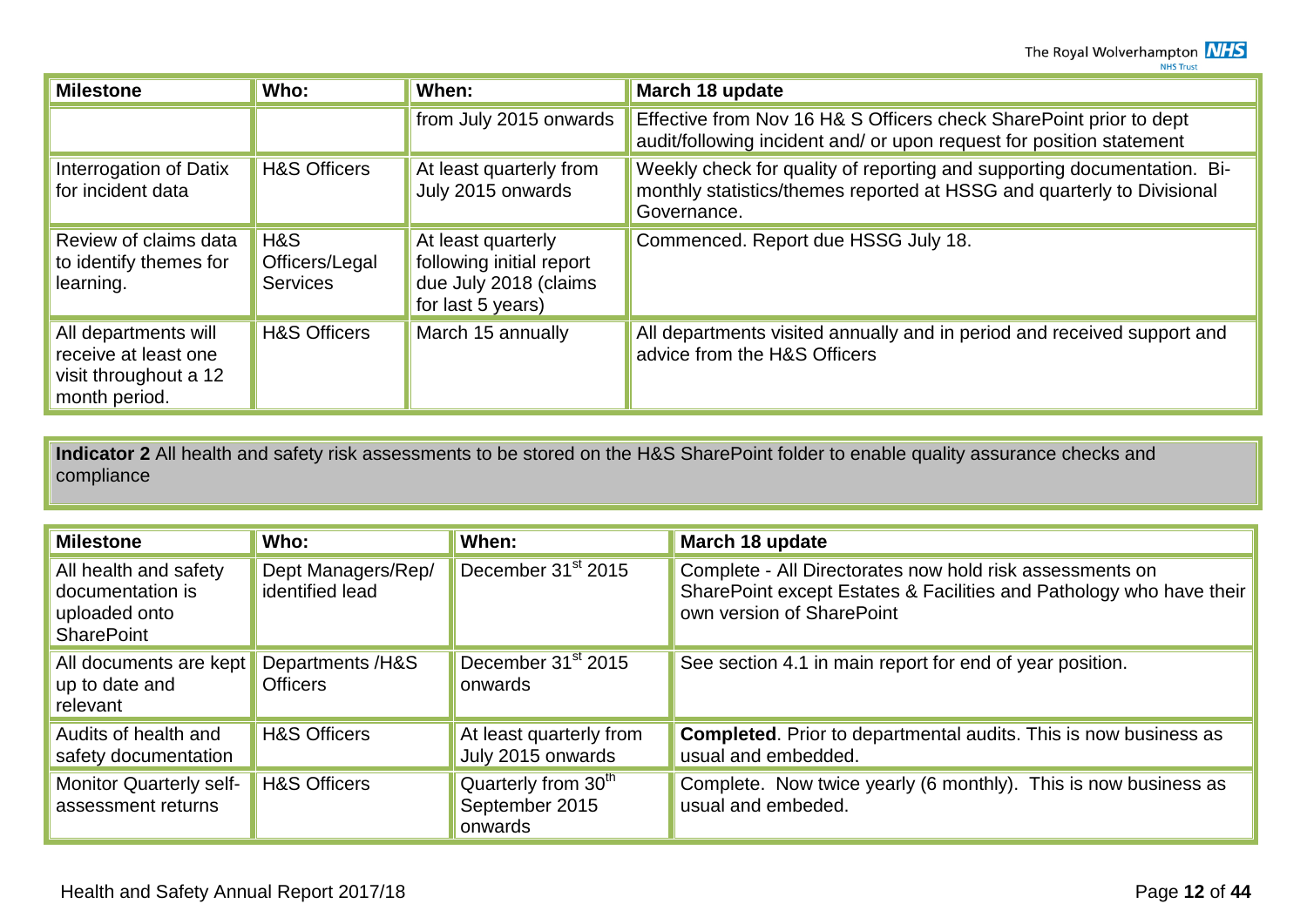| Milestone | Who: | When: | March 18 update |
|---|---|---|---|
| | | from July 2015 onwards | Effective from Nov 16 H& S Officers check SharePoint prior to dept audit/following incident and/ or upon request for position statement |
| Interrogation of Datix for incident data | H&S Officers | At least quarterly from July 2015 onwards | Weekly check for quality of reporting and supporting documentation. Bi-monthly statistics/themes reported at HSSG and quarterly to Divisional Governance. |
| Review of claims data to identify themes for learning. | H&S Officers/Legal Services | At least quarterly following initial report due July 2018 (claims for last 5 years) | Commenced. Report due HSSG July 18. |
| All departments will receive at least one visit throughout a 12 month period. | H&S Officers | March 15 annually | All departments visited annually and in period and received support and advice from the H&S Officers |

**Indicator 2** All health and safety risk assessments to be stored on the H&S SharePoint folder to enable quality assurance checks and compliance

| Milestone | Who: | When: | March 18 update |
|---|---|---|---|
| All health and safety documentation is uploaded onto SharePoint | Dept Managers/Rep/ identified lead | December 31st 2015 | Complete - All Directorates now hold risk assessments on SharePoint except Estates & Facilities and Pathology who have their own version of SharePoint |
| All documents are kept up to date and relevant | Departments /H&S Officers | December 31st 2015 onwards | See section 4.1 in main report for end of year position. |
| Audits of health and safety documentation | H&S Officers | At least quarterly from July 2015 onwards | **Completed**. Prior to departmental audits. This is now business as usual and embedded. |
| Monitor Quarterly self-assessment returns | H&S Officers | Quarterly from 30th September 2015 onwards | Complete. Now twice yearly (6 monthly). This is now business as usual and embeded. |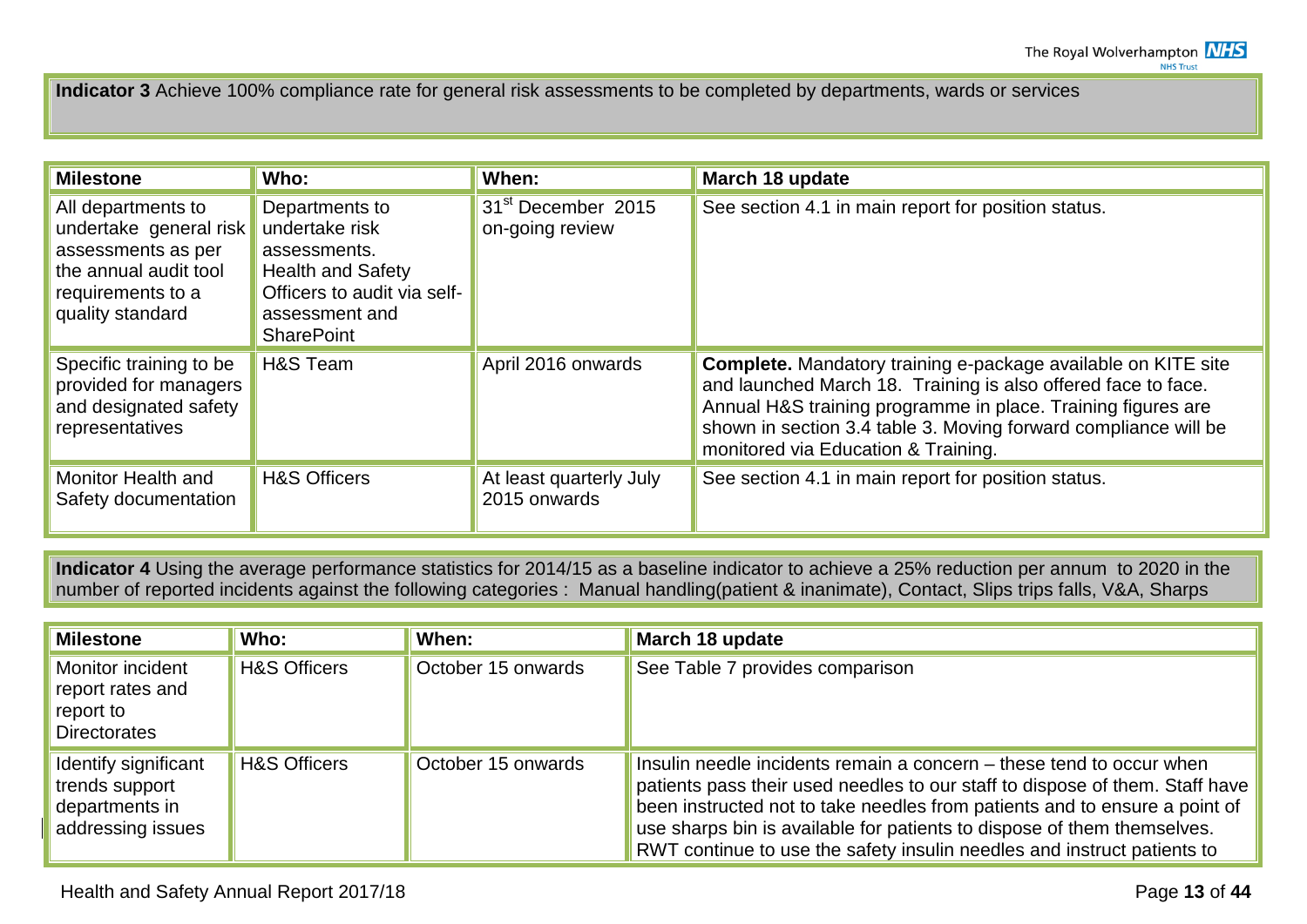**Indicator 3** Achieve 100% compliance rate for general risk assessments to be completed by departments, wards or services

| Milestone | Who: | When: | March 18 update |
|---|---|---|---|
| All departments to undertake general risk assessments as per the annual audit tool requirements to a quality standard | Departments to undertake risk assessments. Health and Safety Officers to audit via self-assessment and SharePoint | 31st December 2015 on-going review | See section 4.1 in main report for position status. |
| Specific training to be provided for managers and designated safety representatives | H&S Team | April 2016 onwards | **Complete.** Mandatory training e-package available on KITE site and launched March 18. Training is also offered face to face. Annual H&S training programme in place. Training figures are shown in section 3.4 table 3. Moving forward compliance will be monitored via Education & Training. |
| Monitor Health and Safety documentation | H&S Officers | At least quarterly July 2015 onwards | See section 4.1 in main report for position status. |

**Indicator 4** Using the average performance statistics for 2014/15 as a baseline indicator to achieve a 25% reduction per annum to 2020 in the number of reported incidents against the following categories : Manual handling(patient & inanimate), Contact, Slips trips falls, V&A, Sharps

| Milestone | Who: | When: | March 18 update |
|---|---|---|---|
| Monitor incident report rates and report to Directorates | H&S Officers | October 15 onwards | See Table 7 provides comparison |
| Identify significant trends support departments in addressing issues | H&S Officers | October 15 onwards | Insulin needle incidents remain a concern – these tend to occur when patients pass their used needles to our staff to dispose of them. Staff have been instructed not to take needles from patients and to ensure a point of use sharps bin is available for patients to dispose of them themselves. RWT continue to use the safety insulin needles and instruct patients to |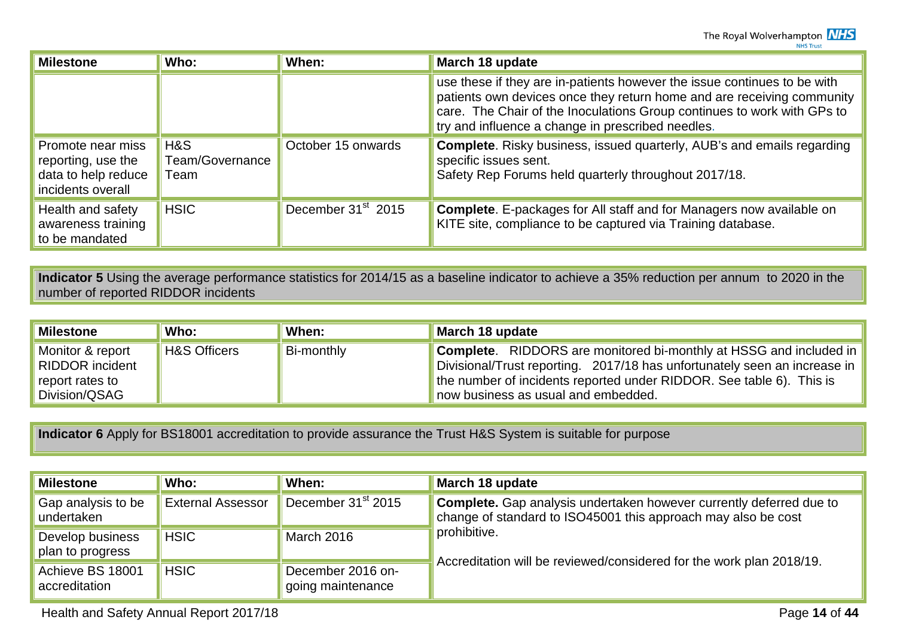| Milestone | Who: | When: | March 18 update |
|---|---|---|---|
| | | | use these if they are in-patients however the issue continues to be with patients own devices once they return home and are receiving community care. The Chair of the Inoculations Group continues to work with GPs to try and influence a change in prescribed needles. |
| Promote near miss reporting, use the data to help reduce incidents overall | H&S Team/Governance Team | October 15 onwards | **Complete**. Risky business, issued quarterly, AUB's and emails regarding specific issues sent. Safety Rep Forums held quarterly throughout 2017/18. |
| Health and safety awareness training to be mandated | HSIC | December 31st 2015 | **Complete**. E-packages for All staff and for Managers now available on KITE site, compliance to be captured via Training database. |

**Indicator 5** Using the average performance statistics for 2014/15 as a baseline indicator to achieve a 35% reduction per annum to 2020 in the number of reported RIDDOR incidents

| Milestone | Who: | When: | March 18 update |
|---|---|---|---|
| Monitor & report RIDDOR incident report rates to Division/QSAG | H&S Officers | Bi-monthly | **Complete**. RIDDORS are monitored bi-monthly at HSSG and included in Divisional/Trust reporting. 2017/18 has unfortunately seen an increase in the number of incidents reported under RIDDOR. See table 6). This is now business as usual and embedded. |

**Indicator 6** Apply for BS18001 accreditation to provide assurance the Trust H&S System is suitable for purpose

| Milestone | Who: | When: | March 18 update |
|---|---|---|---|
| Gap analysis to be undertaken | External Assessor | December 31st 2015 | **Complete.** Gap analysis undertaken however currently deferred due to change of standard to ISO45001 this approach may also be cost prohibitive. |
| Develop business plan to progress | HSIC | March 2016 | Accreditation will be reviewed/considered for the work plan 2018/19. |
| Achieve BS 18001 accreditation | HSIC | December 2016 on-going maintenance | |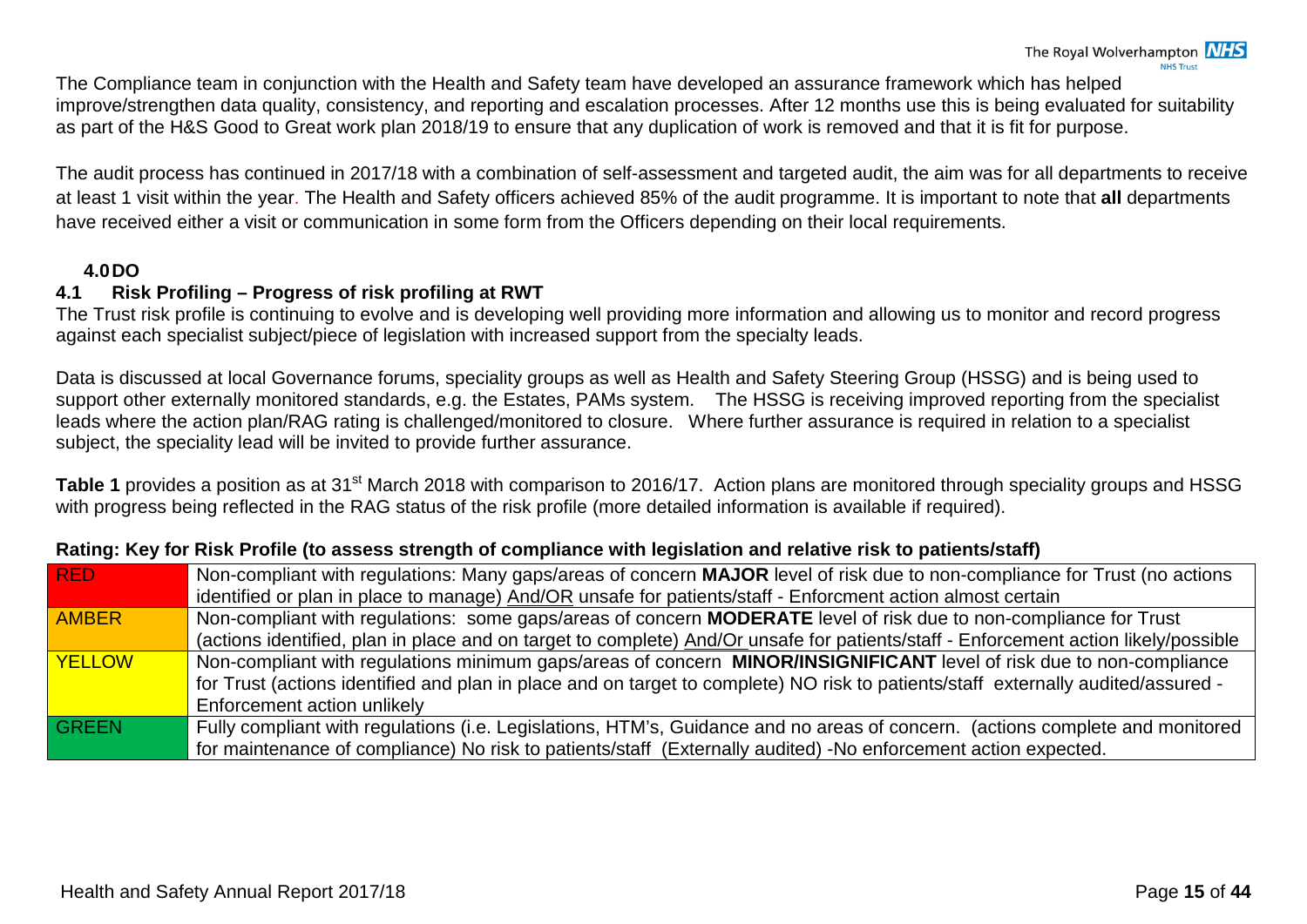The Compliance team in conjunction with the Health and Safety team have developed an assurance framework which has helped improve/strengthen data quality, consistency, and reporting and escalation processes. After 12 months use this is being evaluated for suitability as part of the H&S Good to Great work plan 2018/19 to ensure that any duplication of work is removed and that it is fit for purpose.

The audit process has continued in 2017/18 with a combination of self-assessment and targeted audit, the aim was for all departments to receive at least 1 visit within the year. The Health and Safety officers achieved 85% of the audit programme. It is important to note that **all** departments have received either a visit or communication in some form from the Officers depending on their local requirements.

## 4.0 DO

### 4.1 Risk Profiling – Progress of risk profiling at RWT

The Trust risk profile is continuing to evolve and is developing well providing more information and allowing us to monitor and record progress against each specialist subject/piece of legislation with increased support from the specialty leads.

Data is discussed at local Governance forums, speciality groups as well as Health and Safety Steering Group (HSSG) and is being used to support other externally monitored standards, e.g. the Estates, PAMs system. The HSSG is receiving improved reporting from the specialist leads where the action plan/RAG rating is challenged/monitored to closure. Where further assurance is required in relation to a specialist subject, the speciality lead will be invited to provide further assurance.

**Table 1** provides a position as at 31st March 2018 with comparison to 2016/17. Action plans are monitored through speciality groups and HSSG with progress being reflected in the RAG status of the risk profile (more detailed information is available if required).

**Rating: Key for Risk Profile (to assess strength of compliance with legislation and relative risk to patients/staff)**

| | |
|---|---|
| RED | Non-compliant with regulations: Many gaps/areas of concern **MAJOR** level of risk due to non-compliance for Trust (no actions identified or plan in place to manage) And/OR unsafe for patients/staff - Enforcment action almost certain |
| AMBER | Non-compliant with regulations: some gaps/areas of concern **MODERATE** level of risk due to non-compliance for Trust (actions identified, plan in place and on target to complete) And/Or unsafe for patients/staff - Enforcement action likely/possible |
| YELLOW | Non-compliant with regulations minimum gaps/areas of concern **MINOR/INSIGNIFICANT** level of risk due to non-compliance for Trust (actions identified and plan in place and on target to complete) NO risk to patients/staff externally audited/assured - Enforcement action unlikely |
| GREEN | Fully compliant with regulations (i.e. Legislations, HTM's, Guidance and no areas of concern. (actions complete and monitored for maintenance of compliance) No risk to patients/staff (Externally audited) -No enforcement action expected. |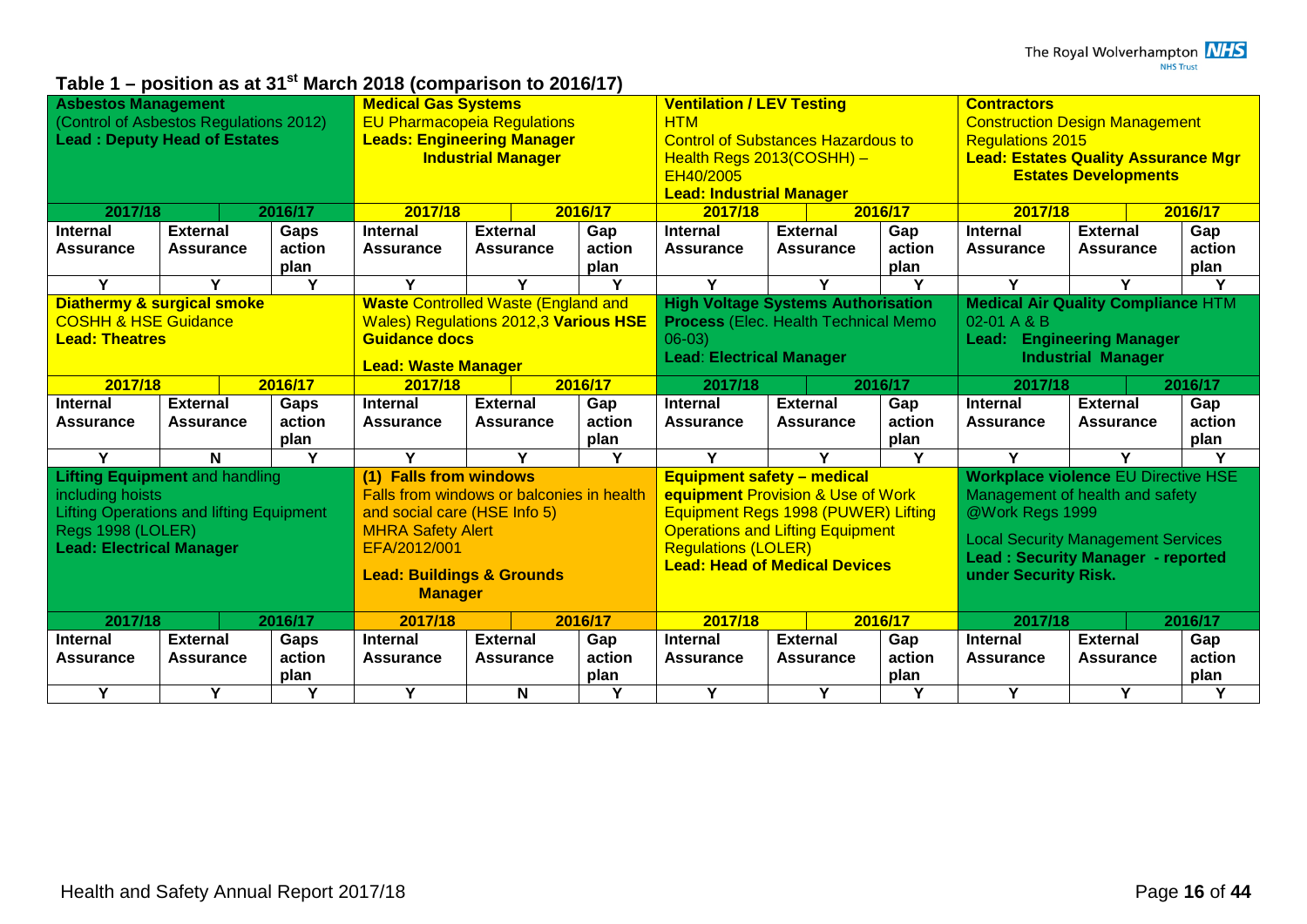## Table 1 – position as at 31st March 2018 (comparison to 2016/17)

| **Asbestos Management** (Control of Asbestos Regulations 2012) **Lead : Deputy Head of Estates** | | | **Medical Gas Systems** EU Pharmacopeia Regulations **Leads: Engineering Manager Industrial Manager** | | | **Ventilation / LEV Testing** HTM Control of Substances Hazardous to Health Regs 2013(COSHH) – EH40/2005 **Lead: Industrial Manager** | | | **Contractors** Construction Design Management Regulations 2015 **Lead: Estates Quality Assurance Mgr Estates Developments** | | |
|---|---|---|---|---|---|---|---|---|---|---|---|
| **2017/18** | | **2016/17** | **2017/18** | | **2016/17** | **2017/18** | | **2016/17** | **2017/18** | | **2016/17** |
| **Internal Assurance** | **External Assurance** | **Gaps action plan** | **Internal Assurance** | **External Assurance** | **Gap action plan** | **Internal Assurance** | **External Assurance** | **Gap action plan** | **Internal Assurance** | **External Assurance** | **Gap action plan** |
| Y | Y | Y | Y | Y | Y | Y | Y | Y | Y | Y | Y |
| **Diathermy & surgical smoke** COSHH & HSE Guidance **Lead: Theatres** | | | **Waste** Controlled Waste (England and Wales) Regulations 2012,3 **Various HSE Guidance docs** **Lead: Waste Manager** | | | **High Voltage Systems Authorisation Process** (Elec. Health Technical Memo 06-03) **Lead: Electrical Manager** | | | **Medical Air Quality Compliance** HTM 02-01 A & B **Lead: Engineering Manager Industrial Manager** | | |
| **2017/18** | | **2016/17** | **2017/18** | | **2016/17** | **2017/18** | | **2016/17** | **2017/18** | | **2016/17** |
| **Internal Assurance** | **External Assurance** | **Gaps action plan** | **Internal Assurance** | **External Assurance** | **Gap action plan** | **Internal Assurance** | **External Assurance** | **Gap action plan** | **Internal Assurance** | **External Assurance** | **Gap action plan** |
| Y | N | Y | Y | Y | Y | Y | Y | Y | Y | Y | Y |
| **Lifting Equipment** and handling including hoists Lifting Operations and lifting Equipment Regs 1998 (LOLER) **Lead: Electrical Manager** | | | **(1) Falls from windows** Falls from windows or balconies in health and social care (HSE Info 5) MHRA Safety Alert EFA/2012/001 **Lead: Buildings & Grounds Manager** | | | **Equipment safety – medical equipment** Provision & Use of Work Equipment Regs 1998 (PUWER) Lifting Operations and Lifting Equipment Regulations (LOLER) **Lead: Head of Medical Devices** | | | **Workplace violence** EU Directive HSE Management of health and safety @Work Regs 1999 Local Security Management Services **Lead : Security Manager - reported under Security Risk.** | | |
| **2017/18** | | **2016/17** | **2017/18** | | **2016/17** | **2017/18** | | **2016/17** | **2017/18** | | **2016/17** |
| **Internal Assurance** | **External Assurance** | **Gaps action plan** | **Internal Assurance** | **External Assurance** | **Gap action plan** | **Internal Assurance** | **External Assurance** | **Gap action plan** | **Internal Assurance** | **External Assurance** | **Gap action plan** |
| Y | Y | Y | Y | N | Y | Y | Y | Y | Y | Y | Y |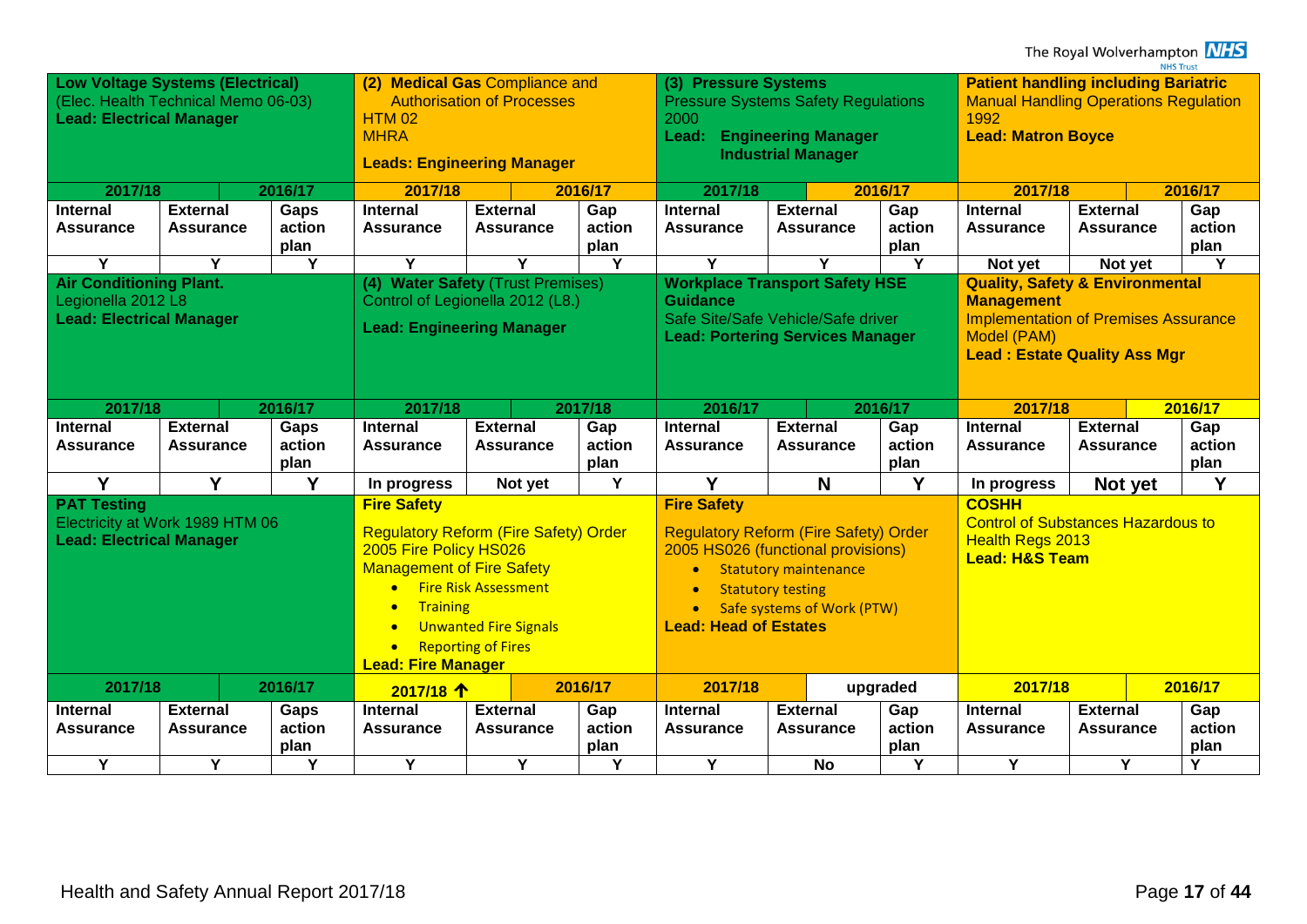| **Low Voltage Systems (Electrical)** (Elec. Health Technical Memo 06-03) **Lead: Electrical Manager** | | | **(2) Medical Gas** Compliance and Authorisation of Processes HTM 02 MHRA **Leads: Engineering Manager** | | | **(3) Pressure Systems** Pressure Systems Safety Regulations 2000 **Lead: Engineering Manager Industrial Manager** | | | **Patient handling including Bariatric** Manual Handling Operations Regulation 1992 **Lead: Matron Boyce** | | |
|---|---|---|---|---|---|---|---|---|---|---|---|
| **2017/18** | | **2016/17** | **2017/18** | | **2016/17** | **2017/18** | | **2016/17** | **2017/18** | | **2016/17** |
| **Internal Assurance** | **External Assurance** | **Gaps action plan** | **Internal Assurance** | **External Assurance** | **Gap action plan** | **Internal Assurance** | **External Assurance** | **Gap action plan** | **Internal Assurance** | **External Assurance** | **Gap action plan** |
| **Y** | **Y** | **Y** | **Y** | **Y** | **Y** | **Y** | **Y** | **Y** | **Not yet** | **Not yet** | **Y** |
| **Air Conditioning Plant.** Legionella 2012 L8 **Lead: Electrical Manager** | | | **(4) Water Safety** (Trust Premises) Control of Legionella 2012 (L8.) **Lead: Engineering Manager** | | | **Workplace Transport Safety HSE Guidance** Safe Site/Safe Vehicle/Safe driver **Lead: Portering Services Manager** | | | **Quality, Safety & Environmental Management** Implementation of Premises Assurance Model (PAM) **Lead : Estate Quality Ass Mgr** | | |
| **2017/18** | | **2016/17** | **2017/18** | | **2017/18** | **2016/17** | | **2016/17** | **2017/18** | | **2016/17** |
| **Internal Assurance** | **External Assurance** | **Gaps action plan** | **Internal Assurance** | **External Assurance** | **Gap action plan** | **Internal Assurance** | **External Assurance** | **Gap action plan** | **Internal Assurance** | **External Assurance** | **Gap action plan** |
| **Y** | **Y** | **Y** | **In progress** | **Not yet** | **Y** | **Y** | **N** | **Y** | **In progress** | **Not yet** | **Y** |
| **PAT Testing** Electricity at Work 1989 HTM 06 **Lead: Electrical Manager** | | | **Fire Safety** Regulatory Reform (Fire Safety) Order 2005 Fire Policy HS026 Management of Fire Safety • Fire Risk Assessment • Training • Unwanted Fire Signals • Reporting of Fires **Lead: Fire Manager** | | | **Fire Safety** Regulatory Reform (Fire Safety) Order 2005 HS026 (functional provisions) • Statutory maintenance • Statutory testing • Safe systems of Work (PTW) **Lead: Head of Estates** | | | **COSHH** Control of Substances Hazardous to Health Regs 2013 **Lead: H&S Team** | | |
| **2017/18** | | **2016/17** | **2017/18 ↑** | | **2016/17** | **2017/18** | | **upgraded** | **2017/18** | | **2016/17** |
| **Internal Assurance** | **External Assurance** | **Gaps action plan** | **Internal Assurance** | **External Assurance** | **Gap action plan** | **Internal Assurance** | **External Assurance** | **Gap action plan** | **Internal Assurance** | **External Assurance** | **Gap action plan** |
| **Y** | **Y** | **Y** | **Y** | **Y** | **Y** | **Y** | **No** | **Y** | **Y** | **Y** | **Y** |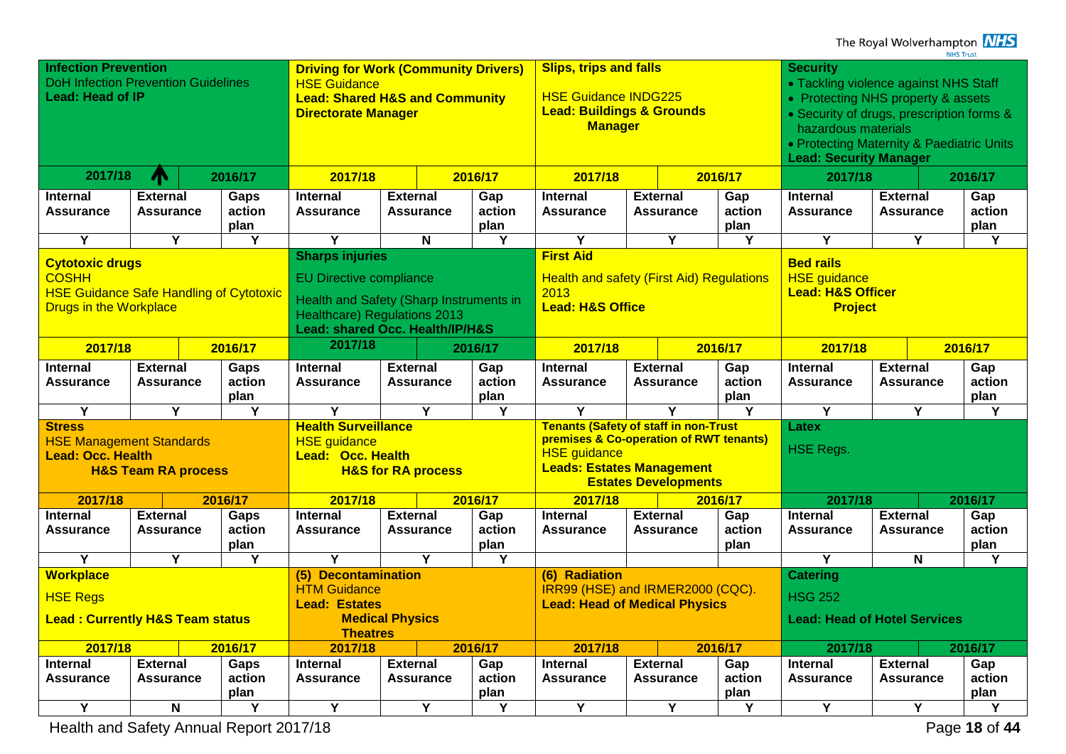| **Infection Prevention**<br>DoH Infection Prevention Guidelines<br>**Lead: Head of IP** | | | **Driving for Work (Community Drivers)**<br>HSE Guidance<br>**Lead: Shared H&S and Community Directorate Manager** | | | **Slips, trips and falls**<br>HSE Guidance INDG225<br>**Lead: Buildings & Grounds Manager** | | | **Security**<br>• Tackling violence against NHS Staff<br>• Protecting NHS property & assets<br>• Security of drugs, prescription forms & hazardous materials<br>• Protecting Maternity & Paediatric Units<br>**Lead: Security Manager** | | |
|---|---|---|---|---|---|---|---|---|---|---|---|
| **2017/18** ↑ | | **2016/17** | **2017/18** | | **2016/17** | **2017/18** | | **2016/17** | **2017/18** | | **2016/17** |
| **Internal Assurance** | **External Assurance** | **Gaps action plan** | **Internal Assurance** | **External Assurance** | **Gap action plan** | **Internal Assurance** | **External Assurance** | **Gap action plan** | **Internal Assurance** | **External Assurance** | **Gap action plan** |
| Y | Y | Y | Y | N | Y | Y | Y | Y | Y | Y | Y |
| **Cytotoxic drugs**<br>COSHH<br>HSE Guidance Safe Handling of Cytotoxic Drugs in the Workplace | | | **Sharps injuries**<br>EU Directive compliance<br>Health and Safety (Sharp Instruments in Healthcare) Regulations 2013<br>**Lead: shared Occ. Health/IP/H&S** | | | **First Aid**<br>Health and safety (First Aid) Regulations 2013<br>**Lead: H&S Office** | | | **Bed rails**<br>HSE guidance<br>**Lead: H&S Officer Project** | | |
| **2017/18** | | **2016/17** | **2017/18** | | **2016/17** | **2017/18** | | **2016/17** | **2017/18** | | **2016/17** |
| **Internal Assurance** | **External Assurance** | **Gaps action plan** | **Internal Assurance** | **External Assurance** | **Gap action plan** | **Internal Assurance** | **External Assurance** | **Gap action plan** | **Internal Assurance** | **External Assurance** | **Gap action plan** |
| Y | Y | Y | Y | Y | Y | Y | Y | Y | Y | Y | Y |
| **Stress**<br>HSE Management Standards<br>**Lead: Occ. Health**<br>**H&S Team RA process** | | | **Health Surveillance**<br>HSE guidance<br>**Lead: Occ. Health**<br>**H&S for RA process** | | | **Tenants (Safety of staff in non-Trust premises & Co-operation of RWT tenants)**<br>HSE guidance<br>**Leads: Estates Management**<br>**Estates Developments** | | | **Latex**<br>HSE Regs. | | |
| **2017/18** | | **2016/17** | **2017/18** | | **2016/17** | **2017/18** | | **2016/17** | **2017/18** | | **2016/17** |
| **Internal Assurance** | **External Assurance** | **Gaps action plan** | **Internal Assurance** | **External Assurance** | **Gap action plan** | **Internal Assurance** | **External Assurance** | **Gap action plan** | **Internal Assurance** | **External Assurance** | **Gap action plan** |
| Y | Y | Y | Y | Y | Y | | | | Y | N | Y |
| **Workplace**<br>HSE Regs<br>**Lead : Currently H&S Team status** | | | **(5) Decontamination**<br>HTM Guidance<br>**Lead: Estates**<br>**Medical Physics**<br>**Theatres** | | | **(6) Radiation**<br>IRR99 (HSE) and IRMER2000 (CQC).<br>**Lead: Head of Medical Physics** | | | **Catering**<br>HSG 252<br>**Lead: Head of Hotel Services** | | |
| **2017/18** | | **2016/17** | **2017/18** | | **2016/17** | **2017/18** | | **2016/17** | **2017/18** | | **2016/17** |
| **Internal Assurance** | **External Assurance** | **Gaps action plan** | **Internal Assurance** | **External Assurance** | **Gap action plan** | **Internal Assurance** | **External Assurance** | **Gap action plan** | **Internal Assurance** | **External Assurance** | **Gap action plan** |
| Y | N | Y | Y | Y | Y | Y | Y | Y | Y | Y | Y |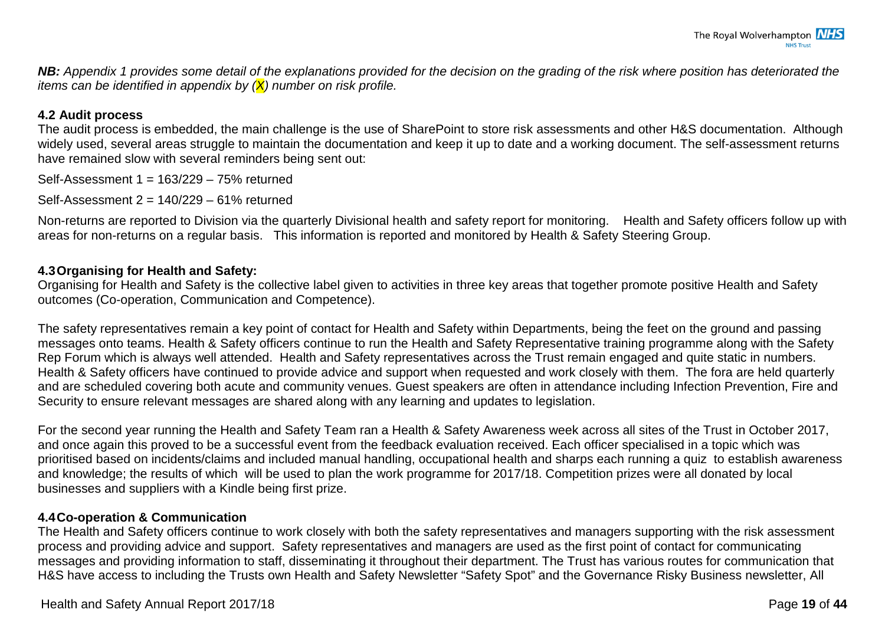***NB:*** *Appendix 1 provides some detail of the explanations provided for the decision on the grading of the risk where position has deteriorated the items can be identified in appendix by (X) number on risk profile.*

### 4.2 Audit process

The audit process is embedded, the main challenge is the use of SharePoint to store risk assessments and other H&S documentation. Although widely used, several areas struggle to maintain the documentation and keep it up to date and a working document. The self-assessment returns have remained slow with several reminders being sent out:

Self-Assessment 1 = 163/229 – 75% returned

Self-Assessment 2 = 140/229 – 61% returned

Non-returns are reported to Division via the quarterly Divisional health and safety report for monitoring. Health and Safety officers follow up with areas for non-returns on a regular basis. This information is reported and monitored by Health & Safety Steering Group.

### 4.3 Organising for Health and Safety:

Organising for Health and Safety is the collective label given to activities in three key areas that together promote positive Health and Safety outcomes (Co-operation, Communication and Competence).

The safety representatives remain a key point of contact for Health and Safety within Departments, being the feet on the ground and passing messages onto teams. Health & Safety officers continue to run the Health and Safety Representative training programme along with the Safety Rep Forum which is always well attended. Health and Safety representatives across the Trust remain engaged and quite static in numbers. Health & Safety officers have continued to provide advice and support when requested and work closely with them. The fora are held quarterly and are scheduled covering both acute and community venues. Guest speakers are often in attendance including Infection Prevention, Fire and Security to ensure relevant messages are shared along with any learning and updates to legislation.

For the second year running the Health and Safety Team ran a Health & Safety Awareness week across all sites of the Trust in October 2017, and once again this proved to be a successful event from the feedback evaluation received. Each officer specialised in a topic which was prioritised based on incidents/claims and included manual handling, occupational health and sharps each running a quiz to establish awareness and knowledge; the results of which will be used to plan the work programme for 2017/18. Competition prizes were all donated by local businesses and suppliers with a Kindle being first prize.

### 4.4 Co-operation & Communication

The Health and Safety officers continue to work closely with both the safety representatives and managers supporting with the risk assessment process and providing advice and support. Safety representatives and managers are used as the first point of contact for communicating messages and providing information to staff, disseminating it throughout their department. The Trust has various routes for communication that H&S have access to including the Trusts own Health and Safety Newsletter "Safety Spot" and the Governance Risky Business newsletter, All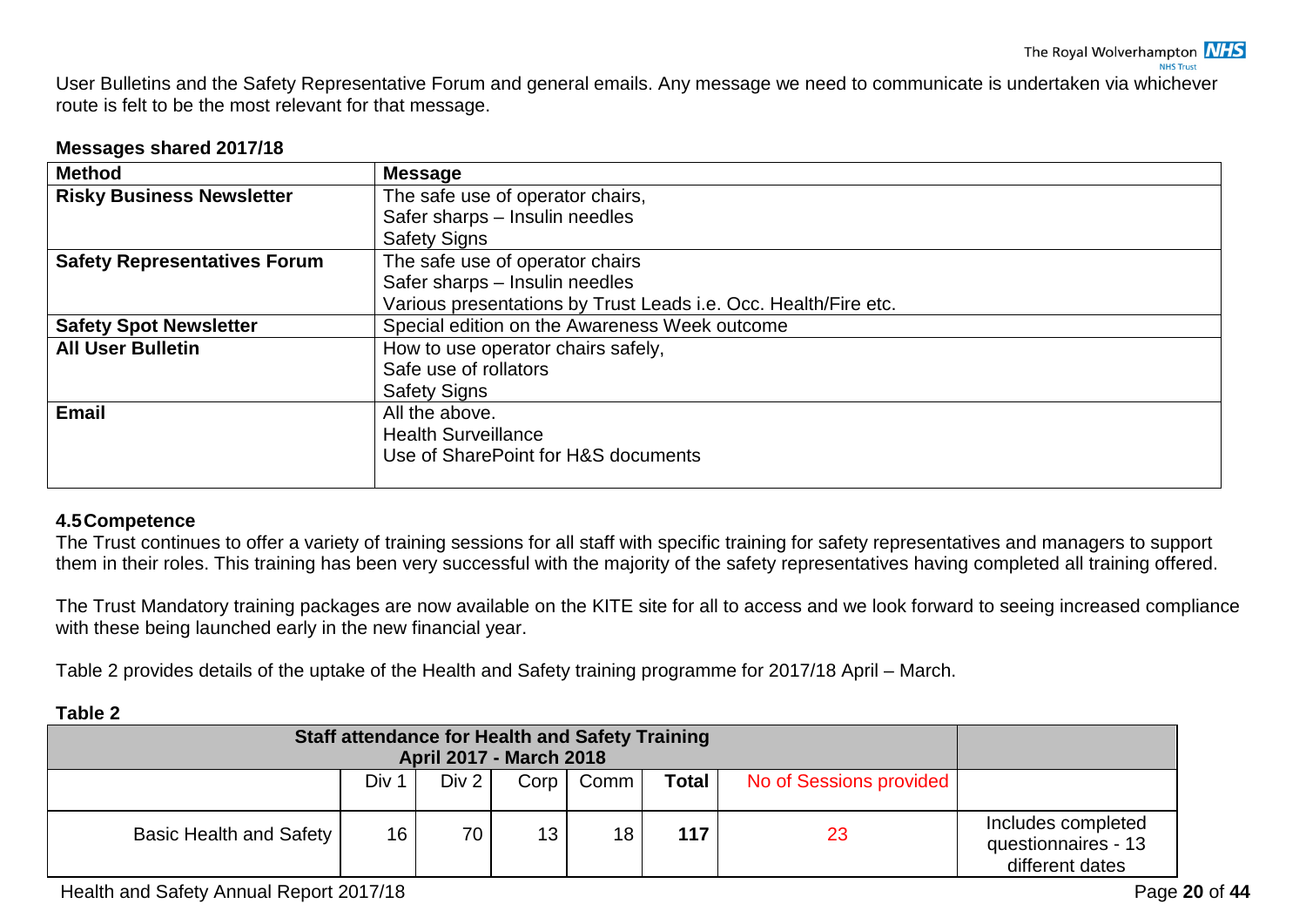User Bulletins and the Safety Representative Forum and general emails. Any message we need to communicate is undertaken via whichever route is felt to be the most relevant for that message.

**Messages shared 2017/18**

| Method | Message |
|---|---|
| **Risky Business Newsletter** | The safe use of operator chairs,<br>Safer sharps – Insulin needles<br>Safety Signs |
| **Safety Representatives Forum** | The safe use of operator chairs<br>Safer sharps – Insulin needles<br>Various presentations by Trust Leads i.e. Occ. Health/Fire etc. |
| **Safety Spot Newsletter** | Special edition on the Awareness Week outcome |
| **All User Bulletin** | How to use operator chairs safely,<br>Safe use of rollators<br>Safety Signs |
| **Email** | All the above.<br>Health Surveillance<br>Use of SharePoint for H&S documents |

### 4.5 Competence

The Trust continues to offer a variety of training sessions for all staff with specific training for safety representatives and managers to support them in their roles. This training has been very successful with the majority of the safety representatives having completed all training offered.

The Trust Mandatory training packages are now available on the KITE site for all to access and we look forward to seeing increased compliance with these being launched early in the new financial year.

Table 2 provides details of the uptake of the Health and Safety training programme for 2017/18 April – March.

**Table 2**

| Staff attendance for Health and Safety Training April 2017 - March 2018 | | | | | | | |
|---|---|---|---|---|---|---|---|
| | Div 1 | Div 2 | Corp | Comm | **Total** | No of Sessions provided | |
| Basic Health and Safety | 16 | 70 | 13 | 18 | **117** | 23 | Includes completed questionnaires - 13 different dates |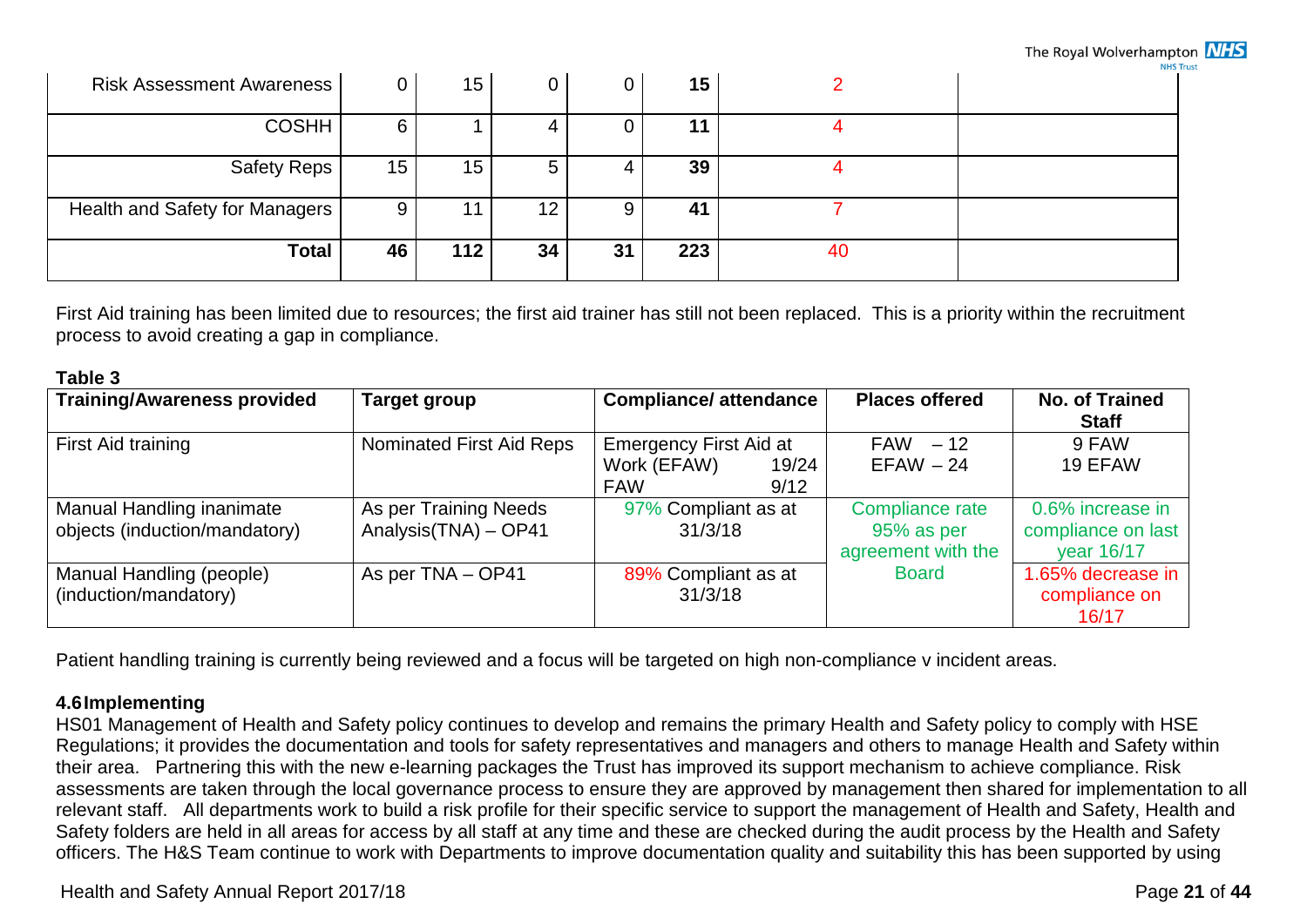| | | | | | | | |
|---|---|---|---|---|---|---|---|
| Risk Assessment Awareness | 0 | 15 | 0 | 0 | **15** | 2 | |
| COSHH | 6 | 1 | 4 | 0 | **11** | 4 | |
| Safety Reps | 15 | 15 | 5 | 4 | **39** | 4 | |
| Health and Safety for Managers | 9 | 11 | 12 | 9 | **41** | 7 | |
| **Total** | **46** | **112** | **34** | **31** | **223** | 40 | |

First Aid training has been limited due to resources; the first aid trainer has still not been replaced. This is a priority within the recruitment process to avoid creating a gap in compliance.

**Table 3**

| Training/Awareness provided | Target group | Compliance/ attendance | Places offered | No. of Trained Staff |
|---|---|---|---|---|
| First Aid training | Nominated First Aid Reps | Emergency First Aid at Work (EFAW) 19/24<br>FAW 9/12 | FAW – 12<br>EFAW – 24 | 9 FAW<br>19 EFAW |
| Manual Handling inanimate objects (induction/mandatory) | As per Training Needs Analysis(TNA) – OP41 | 97% Compliant as at 31/3/18 | Compliance rate 95% as per agreement with the Board | 0.6% increase in compliance on last year 16/17 |
| Manual Handling (people) (induction/mandatory) | As per TNA – OP41 | 89% Compliant as at 31/3/18 | | 1.65% decrease in compliance on 16/17 |

Patient handling training is currently being reviewed and a focus will be targeted on high non-compliance v incident areas.

### 4.6 Implementing

HS01 Management of Health and Safety policy continues to develop and remains the primary Health and Safety policy to comply with HSE Regulations; it provides the documentation and tools for safety representatives and managers and others to manage Health and Safety within their area. Partnering this with the new e-learning packages the Trust has improved its support mechanism to achieve compliance. Risk assessments are taken through the local governance process to ensure they are approved by management then shared for implementation to all relevant staff. All departments work to build a risk profile for their specific service to support the management of Health and Safety, Health and Safety folders are held in all areas for access by all staff at any time and these are checked during the audit process by the Health and Safety officers. The H&S Team continue to work with Departments to improve documentation quality and suitability this has been supported by using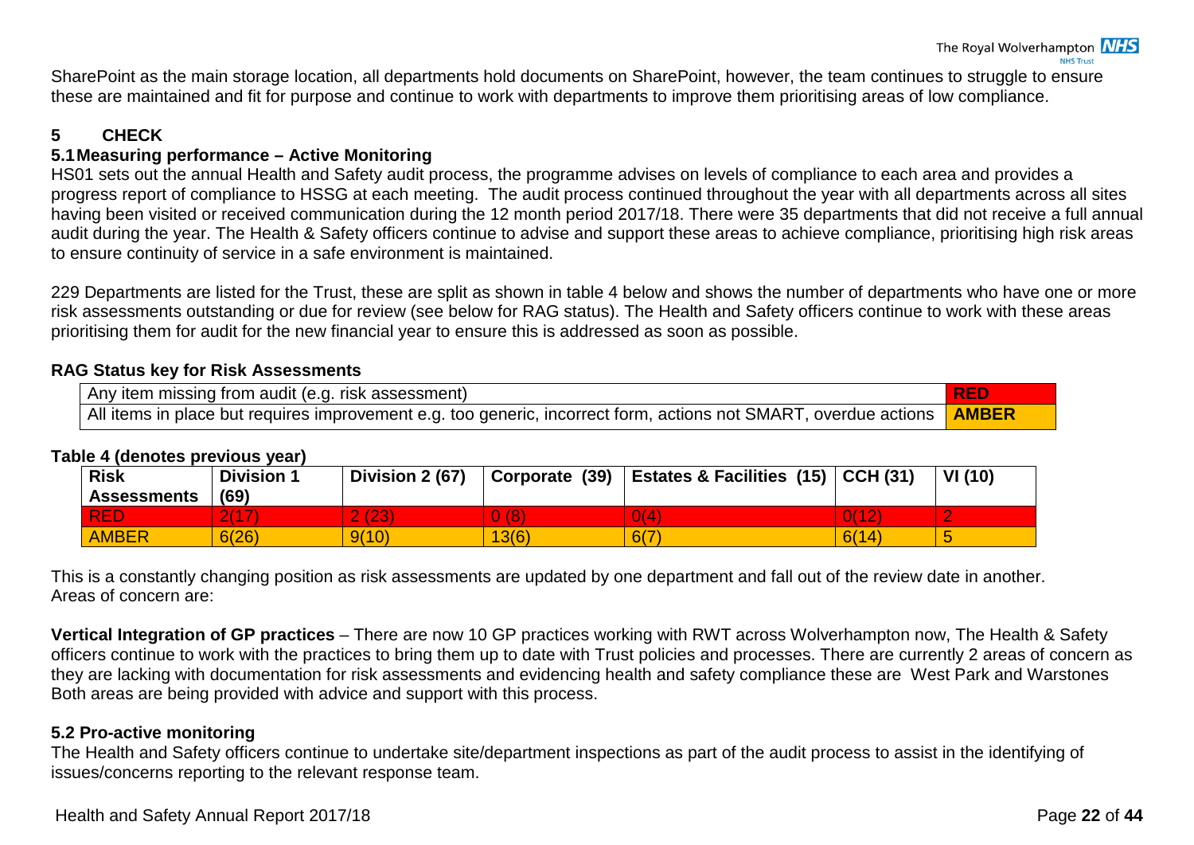SharePoint as the main storage location, all departments hold documents on SharePoint, however, the team continues to struggle to ensure these are maintained and fit for purpose and continue to work with departments to improve them prioritising areas of low compliance.

## 5 CHECK

### 5.1 Measuring performance – Active Monitoring

HS01 sets out the annual Health and Safety audit process, the programme advises on levels of compliance to each area and provides a progress report of compliance to HSSG at each meeting. The audit process continued throughout the year with all departments across all sites having been visited or received communication during the 12 month period 2017/18. There were 35 departments that did not receive a full annual audit during the year. The Health & Safety officers continue to advise and support these areas to achieve compliance, prioritising high risk areas to ensure continuity of service in a safe environment is maintained.

229 Departments are listed for the Trust, these are split as shown in table 4 below and shows the number of departments who have one or more risk assessments outstanding or due for review (see below for RAG status). The Health and Safety officers continue to work with these areas prioritising them for audit for the new financial year to ensure this is addressed as soon as possible.

**RAG Status key for Risk Assessments**

| | |
|---|---|
| Any item missing from audit (e.g. risk assessment) | **RED** |
| All items in place but requires improvement e.g. too generic, incorrect form, actions not SMART, overdue actions | **AMBER** |

**Table 4 (denotes previous year)**

| Risk Assessments | Division 1 (69) | Division 2 (67) | Corporate (39) | Estates & Facilities (15) | CCH (31) | VI (10) |
|---|---|---|---|---|---|---|
| RED | 2(17) | 2 (23) | 0 (8) | 0(4) | 0(12) | 2 |
| AMBER | 6(26) | 9(10) | 13(6) | 6(7) | 6(14) | 5 |

This is a constantly changing position as risk assessments are updated by one department and fall out of the review date in another. Areas of concern are:

**Vertical Integration of GP practices** – There are now 10 GP practices working with RWT across Wolverhampton now, The Health & Safety officers continue to work with the practices to bring them up to date with Trust policies and processes. There are currently 2 areas of concern as they are lacking with documentation for risk assessments and evidencing health and safety compliance these are West Park and Warstones Both areas are being provided with advice and support with this process.

### 5.2 Pro-active monitoring

The Health and Safety officers continue to undertake site/department inspections as part of the audit process to assist in the identifying of issues/concerns reporting to the relevant response team.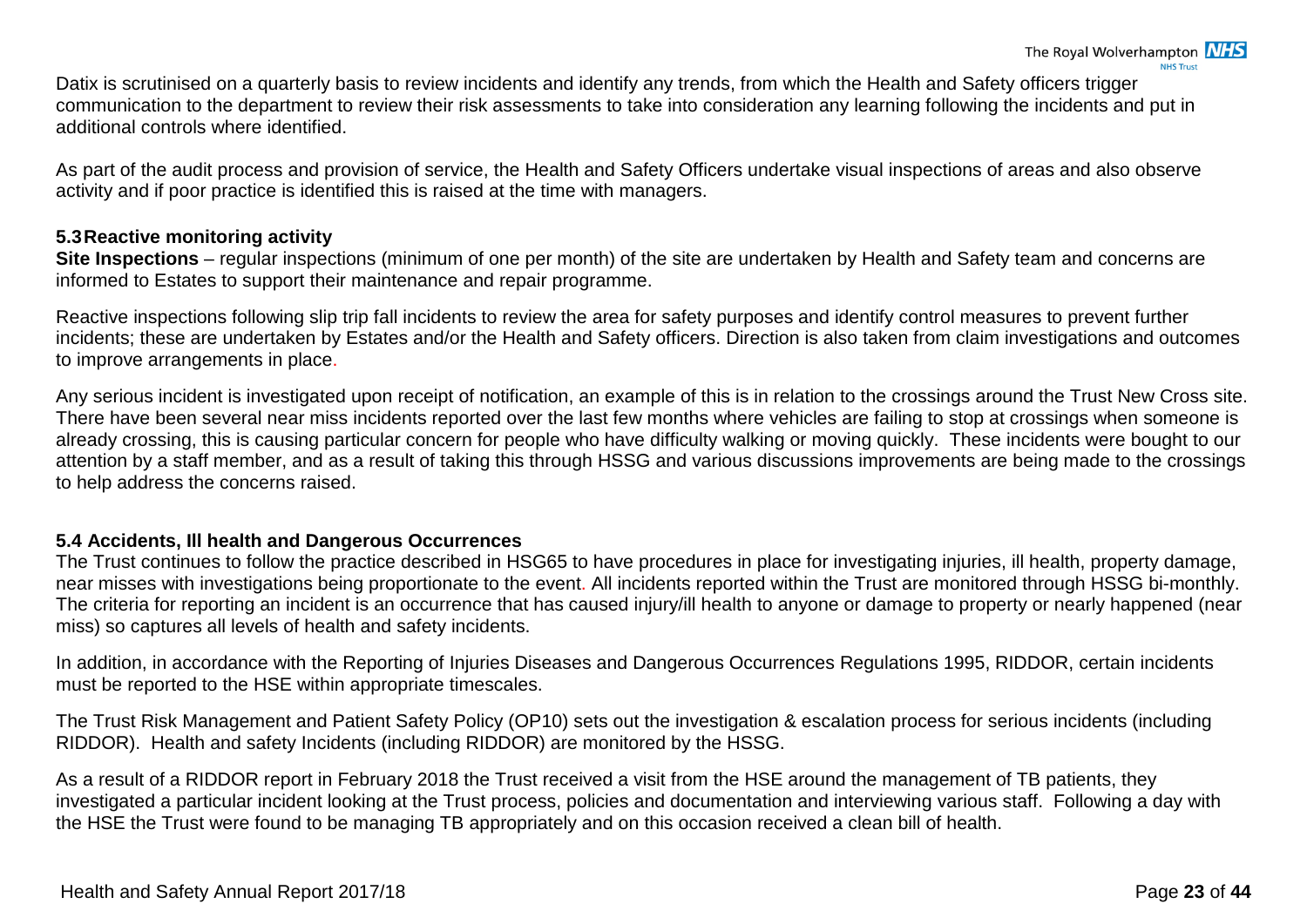Datix is scrutinised on a quarterly basis to review incidents and identify any trends, from which the Health and Safety officers trigger communication to the department to review their risk assessments to take into consideration any learning following the incidents and put in additional controls where identified.

As part of the audit process and provision of service, the Health and Safety Officers undertake visual inspections of areas and also observe activity and if poor practice is identified this is raised at the time with managers.

### 5.3 Reactive monitoring activity

**Site Inspections** – regular inspections (minimum of one per month) of the site are undertaken by Health and Safety team and concerns are informed to Estates to support their maintenance and repair programme.

Reactive inspections following slip trip fall incidents to review the area for safety purposes and identify control measures to prevent further incidents; these are undertaken by Estates and/or the Health and Safety officers. Direction is also taken from claim investigations and outcomes to improve arrangements in place.

Any serious incident is investigated upon receipt of notification, an example of this is in relation to the crossings around the Trust New Cross site. There have been several near miss incidents reported over the last few months where vehicles are failing to stop at crossings when someone is already crossing, this is causing particular concern for people who have difficulty walking or moving quickly. These incidents were bought to our attention by a staff member, and as a result of taking this through HSSG and various discussions improvements are being made to the crossings to help address the concerns raised.

### 5.4 Accidents, Ill health and Dangerous Occurrences

The Trust continues to follow the practice described in HSG65 to have procedures in place for investigating injuries, ill health, property damage, near misses with investigations being proportionate to the event. All incidents reported within the Trust are monitored through HSSG bi-monthly. The criteria for reporting an incident is an occurrence that has caused injury/ill health to anyone or damage to property or nearly happened (near miss) so captures all levels of health and safety incidents.

In addition, in accordance with the Reporting of Injuries Diseases and Dangerous Occurrences Regulations 1995, RIDDOR, certain incidents must be reported to the HSE within appropriate timescales.

The Trust Risk Management and Patient Safety Policy (OP10) sets out the investigation & escalation process for serious incidents (including RIDDOR). Health and safety Incidents (including RIDDOR) are monitored by the HSSG.

As a result of a RIDDOR report in February 2018 the Trust received a visit from the HSE around the management of TB patients, they investigated a particular incident looking at the Trust process, policies and documentation and interviewing various staff. Following a day with the HSE the Trust were found to be managing TB appropriately and on this occasion received a clean bill of health.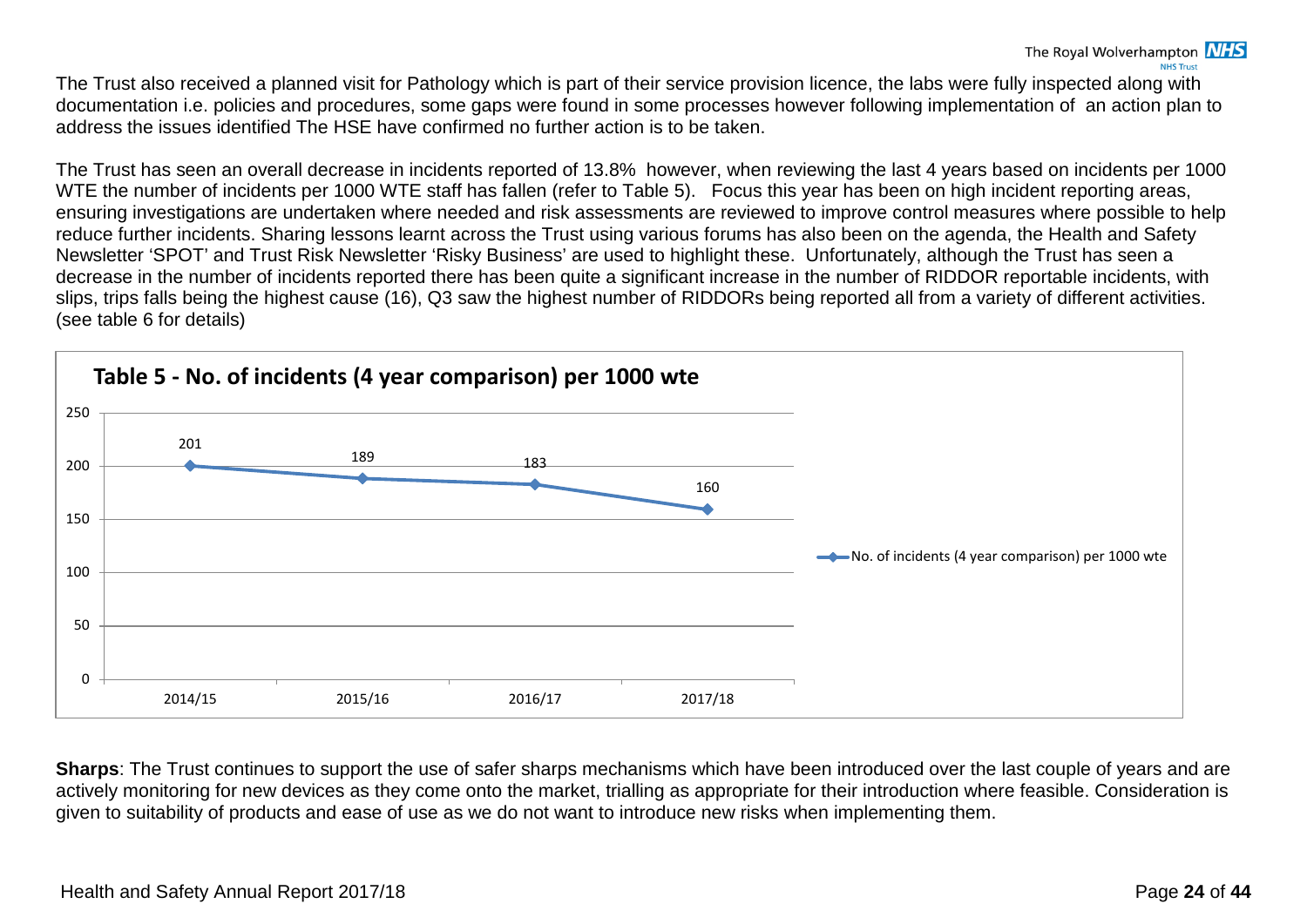The Trust also received a planned visit for Pathology which is part of their service provision licence, the labs were fully inspected along with documentation i.e. policies and procedures, some gaps were found in some processes however following implementation of an action plan to address the issues identified The HSE have confirmed no further action is to be taken.

The Trust has seen an overall decrease in incidents reported of 13.8% however, when reviewing the last 4 years based on incidents per 1000 WTE the number of incidents per 1000 WTE staff has fallen (refer to Table 5). Focus this year has been on high incident reporting areas, ensuring investigations are undertaken where needed and risk assessments are reviewed to improve control measures where possible to help reduce further incidents. Sharing lessons learnt across the Trust using various forums has also been on the agenda, the Health and Safety Newsletter 'SPOT' and Trust Risk Newsletter 'Risky Business' are used to highlight these. Unfortunately, although the Trust has seen a decrease in the number of incidents reported there has been quite a significant increase in the number of RIDDOR reportable incidents, with slips, trips falls being the highest cause (16), Q3 saw the highest number of RIDDORs being reported all from a variety of different activities. (see table 6 for details)

**Table 5 - No. of incidents (4 year comparison) per 1000 wte**

| Year | No. of incidents (4 year comparison) per 1000 wte |
|---|---|
| 2014/15 | 201 |
| 2015/16 | 189 |
| 2016/17 | 183 |
| 2017/18 | 160 |

**Sharps**: The Trust continues to support the use of safer sharps mechanisms which have been introduced over the last couple of years and are actively monitoring for new devices as they come onto the market, trialling as appropriate for their introduction where feasible. Consideration is given to suitability of products and ease of use as we do not want to introduce new risks when implementing them.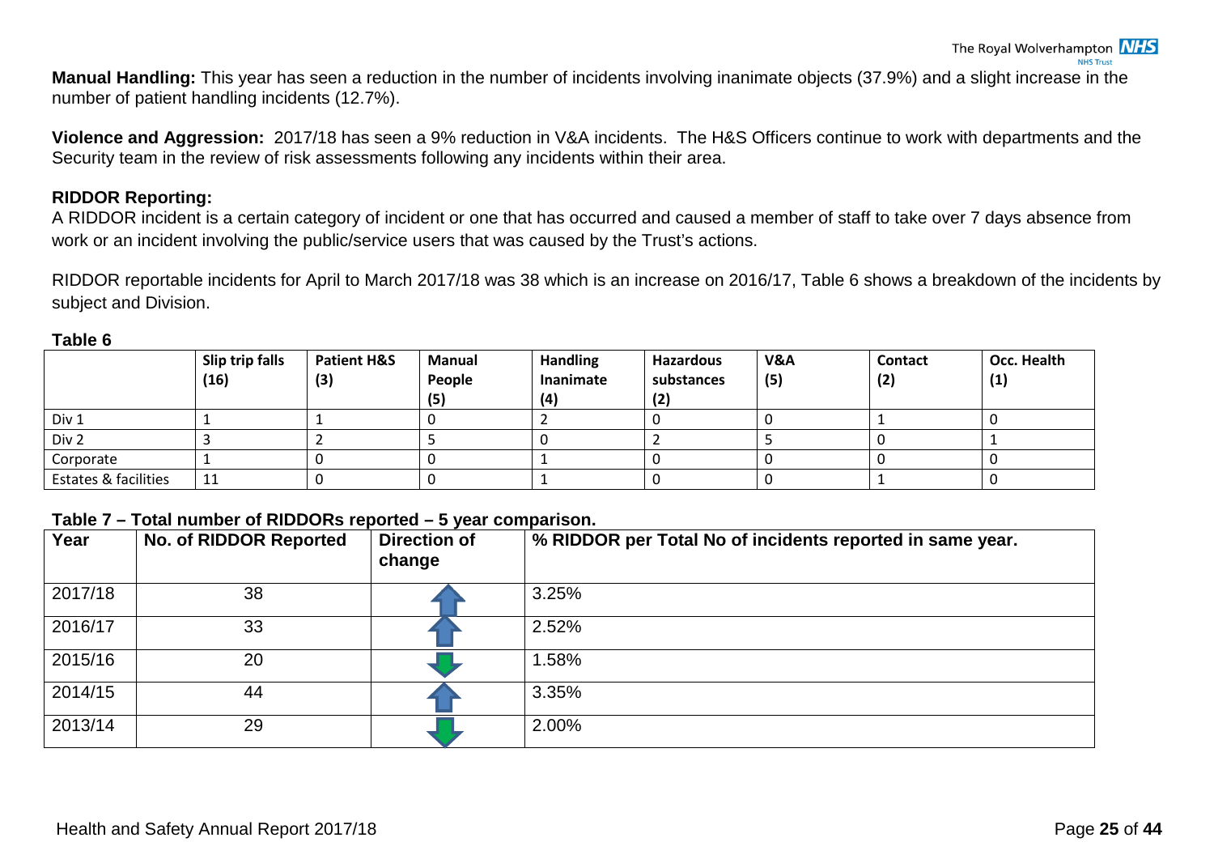**Manual Handling:** This year has seen a reduction in the number of incidents involving inanimate objects (37.9%) and a slight increase in the number of patient handling incidents (12.7%).

**Violence and Aggression:** 2017/18 has seen a 9% reduction in V&A incidents. The H&S Officers continue to work with departments and the Security team in the review of risk assessments following any incidents within their area.

**RIDDOR Reporting:**

A RIDDOR incident is a certain category of incident or one that has occurred and caused a member of staff to take over 7 days absence from work or an incident involving the public/service users that was caused by the Trust's actions.

RIDDOR reportable incidents for April to March 2017/18 was 38 which is an increase on 2016/17, Table 6 shows a breakdown of the incidents by subject and Division.

**Table 6**

| | Slip trip falls (16) | Patient H&S (3) | Manual People (5) | Handling Inanimate (4) | Hazardous substances (2) | V&A (5) | Contact (2) | Occ. Health (1) |
|---|---|---|---|---|---|---|---|---|
| Div 1 | 1 | 1 | 0 | 2 | 0 | 0 | 1 | 0 |
| Div 2 | 3 | 2 | 5 | 0 | 2 | 5 | 0 | 1 |
| Corporate | 1 | 0 | 0 | 1 | 0 | 0 | 0 | 0 |
| Estates & facilities | 11 | 0 | 0 | 1 | 0 | 0 | 1 | 0 |

**Table 7 – Total number of RIDDORs reported – 5 year comparison.**

| Year | No. of RIDDOR Reported | Direction of change | % RIDDOR per Total No of incidents reported in same year. |
|---|---|---|---|
| 2017/18 | 38 | ↑ | 3.25% |
| 2016/17 | 33 | ↑ | 2.52% |
| 2015/16 | 20 | ↓ | 1.58% |
| 2014/15 | 44 | ↑ | 3.35% |
| 2013/14 | 29 | ↓ | 2.00% |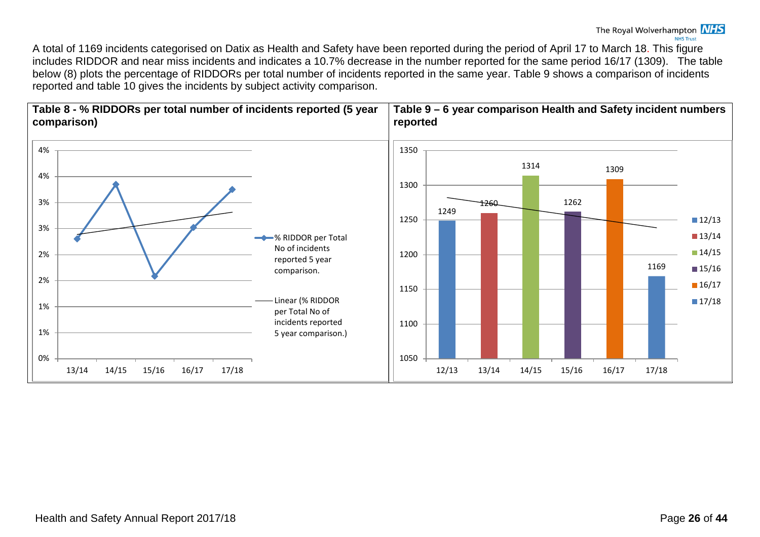A total of 1169 incidents categorised on Datix as Health and Safety have been reported during the period of April 17 to March 18. This figure includes RIDDOR and near miss incidents and indicates a 10.7% decrease in the number reported for the same period 16/17 (1309). The table below (8) plots the percentage of RIDDORs per total number of incidents reported in the same year. Table 9 shows a comparison of incidents reported and table 10 gives the incidents by subject activity comparison.

**Table 8 - % RIDDORs per total number of incidents reported (5 year comparison)**

**Table 9 – 6 year comparison Health and Safety incident numbers reported**

| Year | Incidents reported |
|---|---|
| 12/13 | 1249 |
| 13/14 | 1260 |
| 14/15 | 1314 |
| 15/16 | 1262 |
| 16/17 | 1309 |
| 17/18 | 1169 |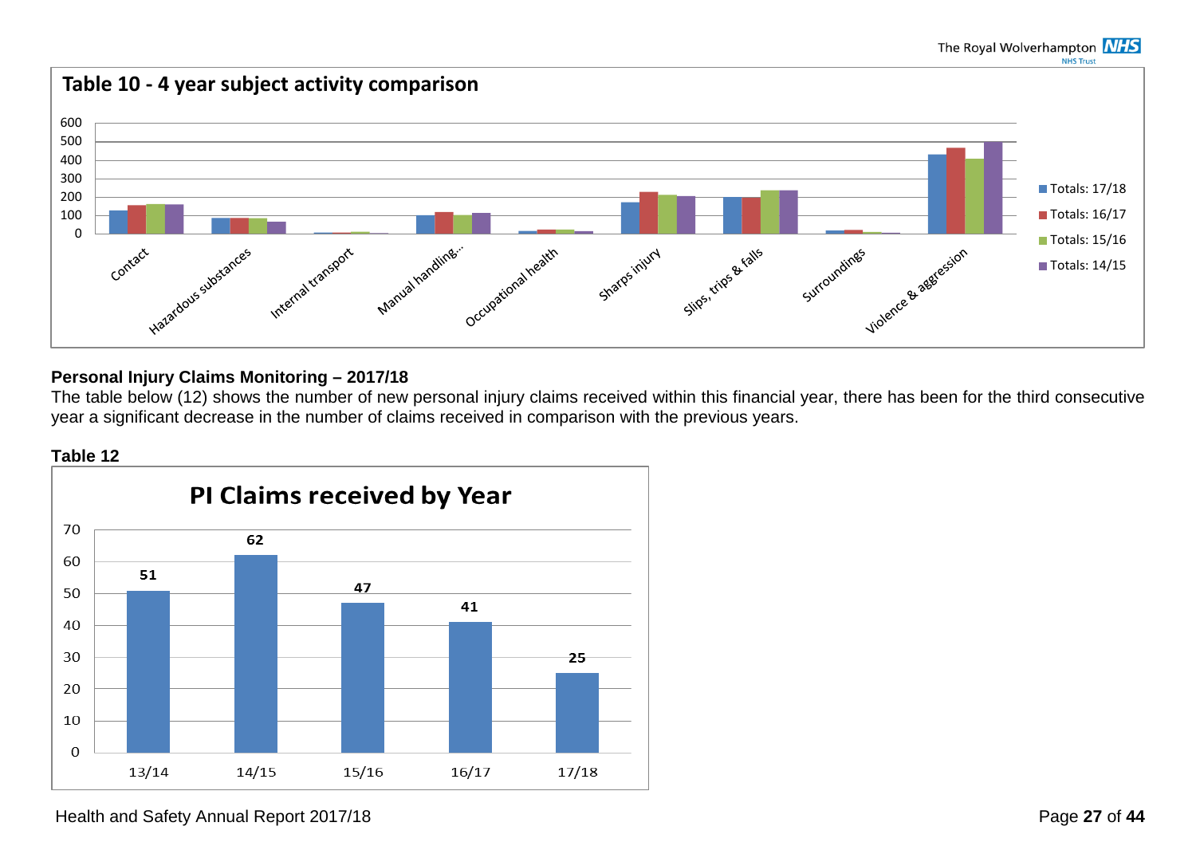## Table 10 - 4 year subject activity comparison

Categories: Contact, Hazardous substances, Internal transport, Manual handling..., Occupational health, Sharps injury, Slips, trips & falls, Surroundings, Violence & aggression

Legend: Totals: 17/18, Totals: 16/17, Totals: 15/16, Totals: 14/15

### Personal Injury Claims Monitoring – 2017/18

The table below (12) shows the number of new personal injury claims received within this financial year, there has been for the third consecutive year a significant decrease in the number of claims received in comparison with the previous years.

**Table 12**

**PI Claims received by Year**

| Year | Claims |
|---|---|
| 13/14 | 51 |
| 14/15 | 62 |
| 15/16 | 47 |
| 16/17 | 41 |
| 17/18 | 25 |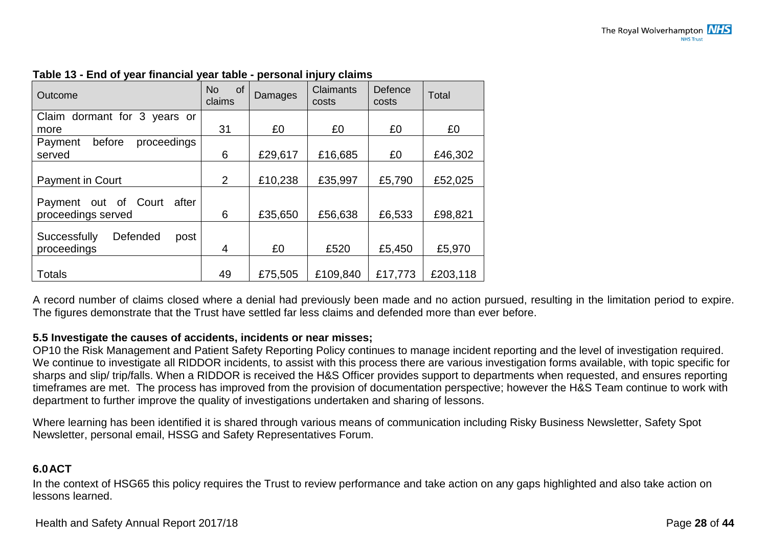**Table 13 - End of year financial year table - personal injury claims**

| Outcome | No of claims | Damages | Claimants costs | Defence costs | Total |
|---|---|---|---|---|---|
| Claim dormant for 3 years or more | 31 | £0 | £0 | £0 | £0 |
| Payment before proceedings served | 6 | £29,617 | £16,685 | £0 | £46,302 |
| Payment in Court | 2 | £10,238 | £35,997 | £5,790 | £52,025 |
| Payment out of Court after proceedings served | 6 | £35,650 | £56,638 | £6,533 | £98,821 |
| Successfully Defended post proceedings | 4 | £0 | £520 | £5,450 | £5,970 |
| Totals | 49 | £75,505 | £109,840 | £17,773 | £203,118 |

A record number of claims closed where a denial had previously been made and no action pursued, resulting in the limitation period to expire. The figures demonstrate that the Trust have settled far less claims and defended more than ever before.

### 5.5 Investigate the causes of accidents, incidents or near misses;

OP10 the Risk Management and Patient Safety Reporting Policy continues to manage incident reporting and the level of investigation required. We continue to investigate all RIDDOR incidents, to assist with this process there are various investigation forms available, with topic specific for sharps and slip/ trip/falls. When a RIDDOR is received the H&S Officer provides support to departments when requested, and ensures reporting timeframes are met. The process has improved from the provision of documentation perspective; however the H&S Team continue to work with department to further improve the quality of investigations undertaken and sharing of lessons.

Where learning has been identified it is shared through various means of communication including Risky Business Newsletter, Safety Spot Newsletter, personal email, HSSG and Safety Representatives Forum.

## 6.0 ACT

In the context of HSG65 this policy requires the Trust to review performance and take action on any gaps highlighted and also take action on lessons learned.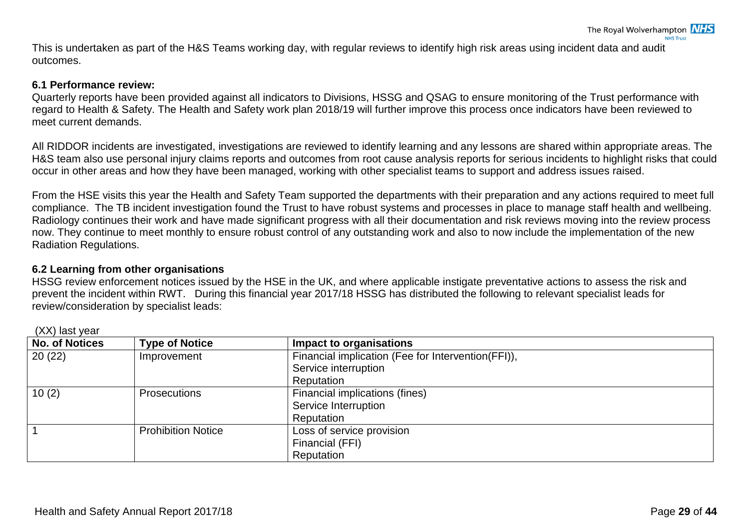This is undertaken as part of the H&S Teams working day, with regular reviews to identify high risk areas using incident data and audit outcomes.

### 6.1 Performance review:

Quarterly reports have been provided against all indicators to Divisions, HSSG and QSAG to ensure monitoring of the Trust performance with regard to Health & Safety. The Health and Safety work plan 2018/19 will further improve this process once indicators have been reviewed to meet current demands.

All RIDDOR incidents are investigated, investigations are reviewed to identify learning and any lessons are shared within appropriate areas. The H&S team also use personal injury claims reports and outcomes from root cause analysis reports for serious incidents to highlight risks that could occur in other areas and how they have been managed, working with other specialist teams to support and address issues raised.

From the HSE visits this year the Health and Safety Team supported the departments with their preparation and any actions required to meet full compliance. The TB incident investigation found the Trust to have robust systems and processes in place to manage staff health and wellbeing. Radiology continues their work and have made significant progress with all their documentation and risk reviews moving into the review process now. They continue to meet monthly to ensure robust control of any outstanding work and also to now include the implementation of the new Radiation Regulations.

### 6.2 Learning from other organisations

HSSG review enforcement notices issued by the HSE in the UK, and where applicable instigate preventative actions to assess the risk and prevent the incident within RWT. During this financial year 2017/18 HSSG has distributed the following to relevant specialist leads for review/consideration by specialist leads:

(XX) last year

| No. of Notices | Type of Notice | Impact to organisations |
|---|---|---|
| 20 (22) | Improvement | Financial implication (Fee for Intervention(FFI)),<br>Service interruption<br>Reputation |
| 10 (2) | Prosecutions | Financial implications (fines)<br>Service Interruption<br>Reputation |
| 1 | Prohibition Notice | Loss of service provision<br>Financial (FFI)<br>Reputation |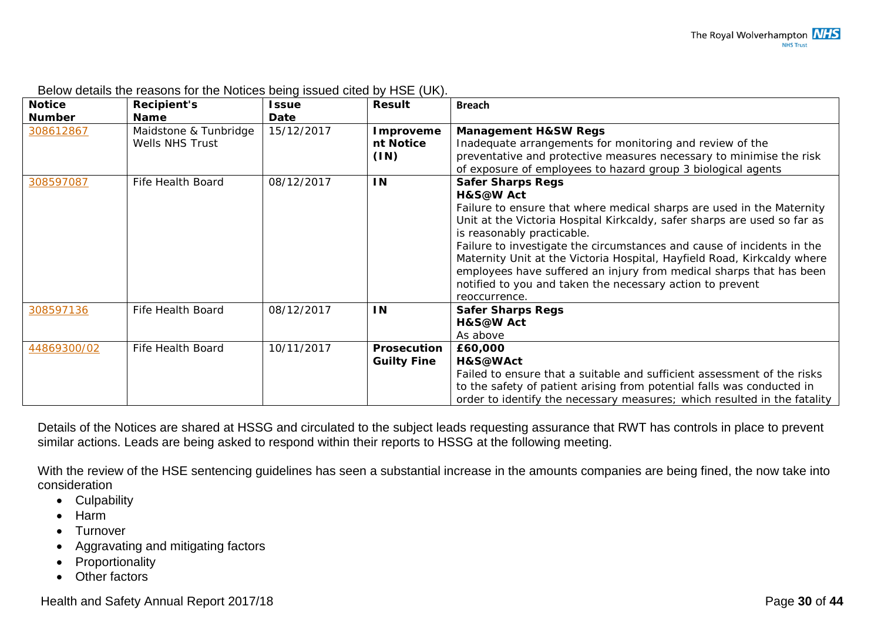Below details the reasons for the Notices being issued cited by HSE (UK).

| Notice Number | Recipient's Name | Issue Date | Result | Breach |
|---|---|---|---|---|
| 308612867 | Maidstone & Tunbridge Wells NHS Trust | 15/12/2017 | **Improvement Notice (IN)** | **Management H&SW Regs**<br>Inadequate arrangements for monitoring and review of the preventative and protective measures necessary to minimise the risk of exposure of employees to hazard group 3 biological agents |
| 308597087 | Fife Health Board | 08/12/2017 | **IN** | **Safer Sharps Regs**<br>**H&S@W Act**<br>Failure to ensure that where medical sharps are used in the Maternity Unit at the Victoria Hospital Kirkcaldy, safer sharps are used so far as is reasonably practicable.<br>Failure to investigate the circumstances and cause of incidents in the Maternity Unit at the Victoria Hospital, Hayfield Road, Kirkcaldy where employees have suffered an injury from medical sharps that has been notified to you and taken the necessary action to prevent reoccurrence. |
| 308597136 | Fife Health Board | 08/12/2017 | **IN** | **Safer Sharps Regs**<br>**H&S@W Act**<br>As above |
| 44869300/02 | Fife Health Board | 10/11/2017 | **Prosecution Guilty Fine** | **£60,000**<br>**H&S@WAct**<br>Failed to ensure that a suitable and sufficient assessment of the risks to the safety of patient arising from potential falls was conducted in order to identify the necessary measures; which resulted in the fatality |

Details of the Notices are shared at HSSG and circulated to the subject leads requesting assurance that RWT has controls in place to prevent similar actions. Leads are being asked to respond within their reports to HSSG at the following meeting.

With the review of the HSE sentencing guidelines has seen a substantial increase in the amounts companies are being fined, the now take into consideration

- Culpability
- Harm
- Turnover
- Aggravating and mitigating factors
- Proportionality
- Other factors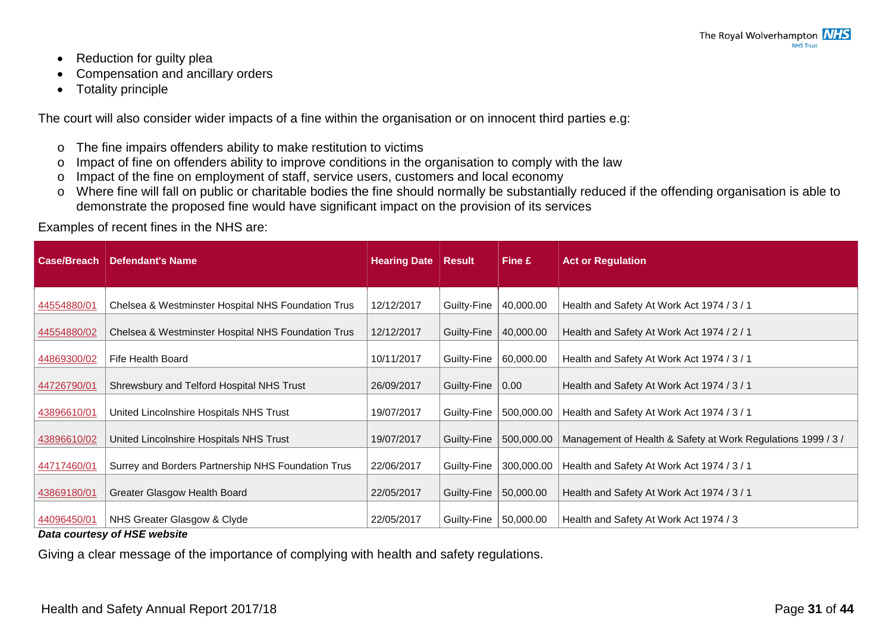- Reduction for guilty plea
- Compensation and ancillary orders
- Totality principle

The court will also consider wider impacts of a fine within the organisation or on innocent third parties e.g:

- The fine impairs offenders ability to make restitution to victims
- Impact of fine on offenders ability to improve conditions in the organisation to comply with the law
- Impact of the fine on employment of staff, service users, customers and local economy
- Where fine will fall on public or charitable bodies the fine should normally be substantially reduced if the offending organisation is able to demonstrate the proposed fine would have significant impact on the provision of its services

Examples of recent fines in the NHS are:

| Case/Breach | Defendant's Name | Hearing Date | Result | Fine £ | Act or Regulation |
|---|---|---|---|---|---|
| 44554880/01 | Chelsea & Westminster Hospital NHS Foundation Trus | 12/12/2017 | Guilty-Fine | 40,000.00 | Health and Safety At Work Act 1974 / 3 / 1 |
| 44554880/02 | Chelsea & Westminster Hospital NHS Foundation Trus | 12/12/2017 | Guilty-Fine | 40,000.00 | Health and Safety At Work Act 1974 / 2 / 1 |
| 44869300/02 | Fife Health Board | 10/11/2017 | Guilty-Fine | 60,000.00 | Health and Safety At Work Act 1974 / 3 / 1 |
| 44726790/01 | Shrewsbury and Telford Hospital NHS Trust | 26/09/2017 | Guilty-Fine | 0.00 | Health and Safety At Work Act 1974 / 3 / 1 |
| 43896610/01 | United Lincolnshire Hospitals NHS Trust | 19/07/2017 | Guilty-Fine | 500,000.00 | Health and Safety At Work Act 1974 / 3 / 1 |
| 43896610/02 | United Lincolnshire Hospitals NHS Trust | 19/07/2017 | Guilty-Fine | 500,000.00 | Management of Health & Safety at Work Regulations 1999 / 3 / |
| 44717460/01 | Surrey and Borders Partnership NHS Foundation Trus | 22/06/2017 | Guilty-Fine | 300,000.00 | Health and Safety At Work Act 1974 / 3 / 1 |
| 43869180/01 | Greater Glasgow Health Board | 22/05/2017 | Guilty-Fine | 50,000.00 | Health and Safety At Work Act 1974 / 3 / 1 |
| 44096450/01 | NHS Greater Glasgow & Clyde | 22/05/2017 | Guilty-Fine | 50,000.00 | Health and Safety At Work Act 1974 / 3 |

***Data courtesy of HSE website***

Giving a clear message of the importance of complying with health and safety regulations.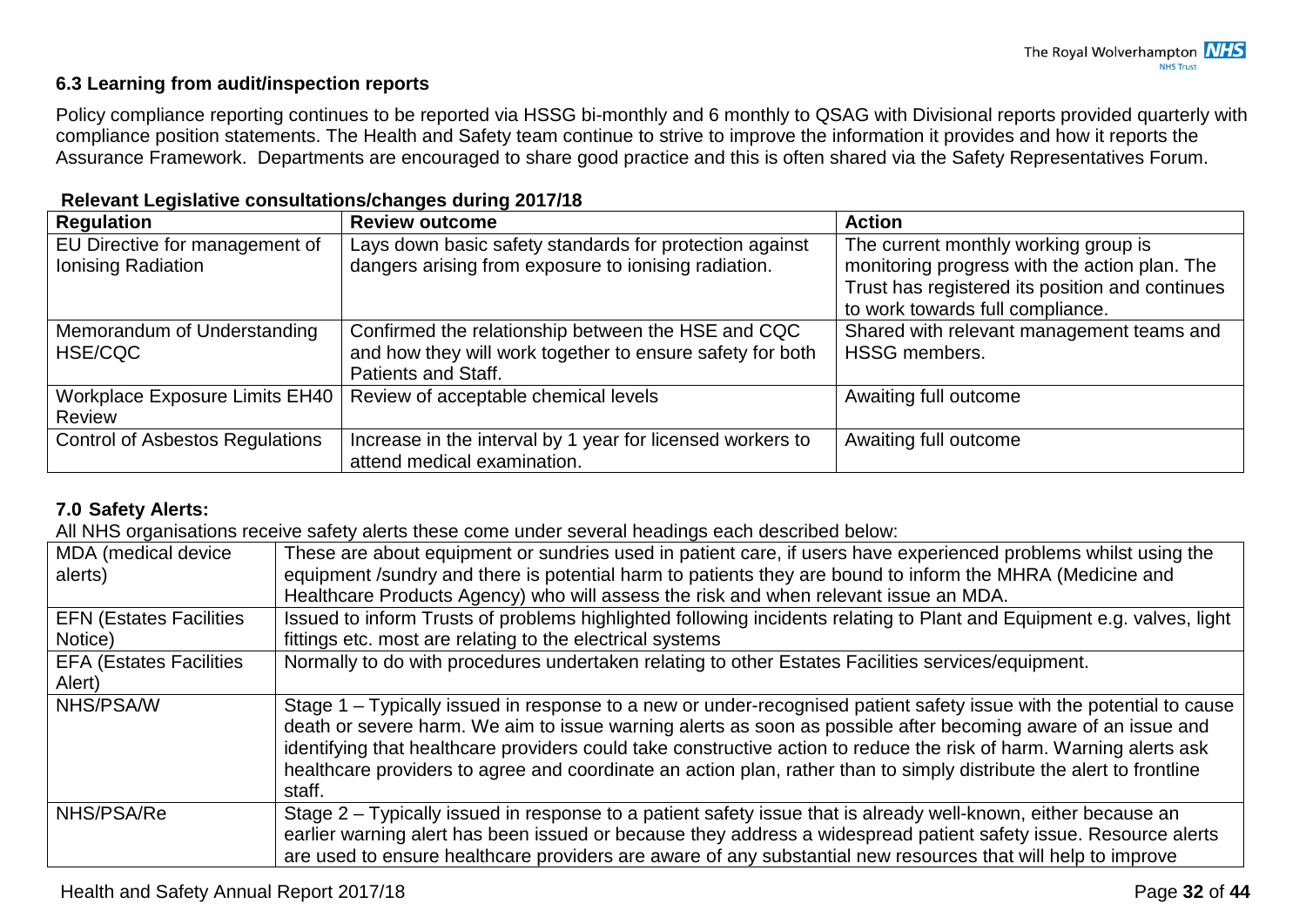### 6.3 Learning from audit/inspection reports

Policy compliance reporting continues to be reported via HSSG bi-monthly and 6 monthly to QSAG with Divisional reports provided quarterly with compliance position statements. The Health and Safety team continue to strive to improve the information it provides and how it reports the Assurance Framework. Departments are encouraged to share good practice and this is often shared via the Safety Representatives Forum.

**Relevant Legislative consultations/changes during 2017/18**

| Regulation | Review outcome | Action |
| --- | --- | --- |
| EU Directive for management of Ionising Radiation | Lays down basic safety standards for protection against dangers arising from exposure to ionising radiation. | The current monthly working group is monitoring progress with the action plan. The Trust has registered its position and continues to work towards full compliance. |
| Memorandum of Understanding HSE/CQC | Confirmed the relationship between the HSE and CQC and how they will work together to ensure safety for both Patients and Staff. | Shared with relevant management teams and HSSG members. |
| Workplace Exposure Limits EH40 Review | Review of acceptable chemical levels | Awaiting full outcome |
| Control of Asbestos Regulations | Increase in the interval by 1 year for licensed workers to attend medical examination. | Awaiting full outcome |

### 7.0 Safety Alerts:

All NHS organisations receive safety alerts these come under several headings each described below:

| | |
| --- | --- |
| MDA (medical device alerts) | These are about equipment or sundries used in patient care, if users have experienced problems whilst using the equipment /sundry and there is potential harm to patients they are bound to inform the MHRA (Medicine and Healthcare Products Agency) who will assess the risk and when relevant issue an MDA. |
| EFN (Estates Facilities Notice) | Issued to inform Trusts of problems highlighted following incidents relating to Plant and Equipment e.g. valves, light fittings etc. most are relating to the electrical systems |
| EFA (Estates Facilities Alert) | Normally to do with procedures undertaken relating to other Estates Facilities services/equipment. |
| NHS/PSA/W | Stage 1 – Typically issued in response to a new or under-recognised patient safety issue with the potential to cause death or severe harm. We aim to issue warning alerts as soon as possible after becoming aware of an issue and identifying that healthcare providers could take constructive action to reduce the risk of harm. Warning alerts ask healthcare providers to agree and coordinate an action plan, rather than to simply distribute the alert to frontline staff. |
| NHS/PSA/Re | Stage 2 – Typically issued in response to a patient safety issue that is already well-known, either because an earlier warning alert has been issued or because they address a widespread patient safety issue. Resource alerts are used to ensure healthcare providers are aware of any substantial new resources that will help to improve |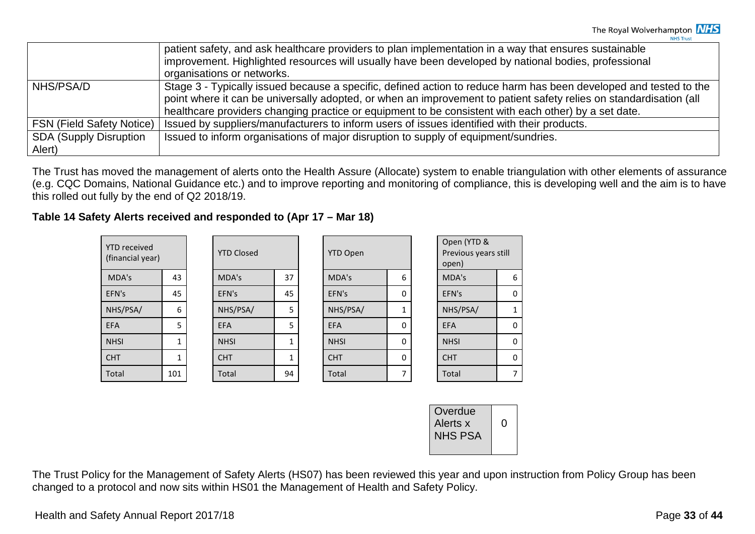| | |
|---|---|
| | patient safety, and ask healthcare providers to plan implementation in a way that ensures sustainable improvement. Highlighted resources will usually have been developed by national bodies, professional organisations or networks. |
| NHS/PSA/D | Stage 3 - Typically issued because a specific, defined action to reduce harm has been developed and tested to the point where it can be universally adopted, or when an improvement to patient safety relies on standardisation (all healthcare providers changing practice or equipment to be consistent with each other) by a set date. |
| FSN (Field Safety Notice) | Issued by suppliers/manufacturers to inform users of issues identified with their products. |
| SDA (Supply Disruption Alert) | Issued to inform organisations of major disruption to supply of equipment/sundries. |

The Trust has moved the management of alerts onto the Health Assure (Allocate) system to enable triangulation with other elements of assurance (e.g. CQC Domains, National Guidance etc.) and to improve reporting and monitoring of compliance, this is developing well and the aim is to have this rolled out fully by the end of Q2 2018/19.

**Table 14 Safety Alerts received and responded to (Apr 17 – Mar 18)**

| YTD received (financial year) | |
|---|---|
| MDA's | 43 |
| EFN's | 45 |
| NHS/PSA/ | 6 |
| EFA | 5 |
| NHSI | 1 |
| CHT | 1 |
| Total | 101 |

| YTD Closed | |
|---|---|
| MDA's | 37 |
| EFN's | 45 |
| NHS/PSA/ | 5 |
| EFA | 5 |
| NHSI | 1 |
| CHT | 1 |
| Total | 94 |

| YTD Open | |
|---|---|
| MDA's | 6 |
| EFN's | 0 |
| NHS/PSA/ | 1 |
| EFA | 0 |
| NHSI | 0 |
| CHT | 0 |
| Total | 7 |

| Open (YTD & Previous years still open) | |
|---|---|
| MDA's | 6 |
| EFN's | 0 |
| NHS/PSA/ | 1 |
| EFA | 0 |
| NHSI | 0 |
| CHT | 0 |
| Total | 7 |

| Overdue Alerts x NHS PSA | 0 |
|---|---|

The Trust Policy for the Management of Safety Alerts (HS07) has been reviewed this year and upon instruction from Policy Group has been changed to a protocol and now sits within HS01 the Management of Health and Safety Policy.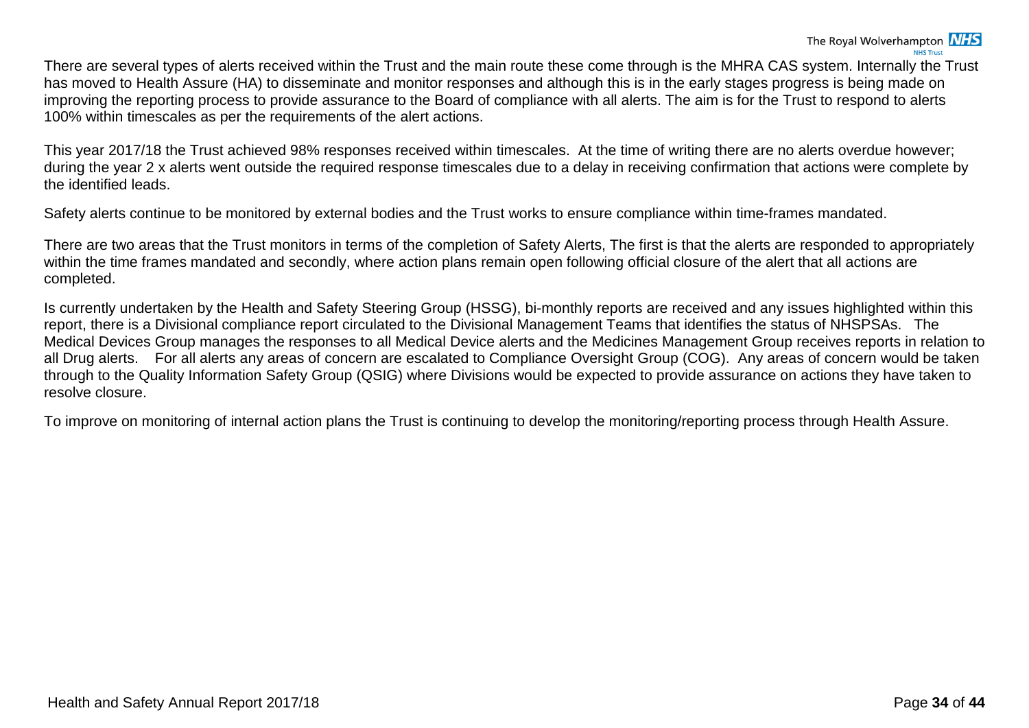There are several types of alerts received within the Trust and the main route these come through is the MHRA CAS system. Internally the Trust has moved to Health Assure (HA) to disseminate and monitor responses and although this is in the early stages progress is being made on improving the reporting process to provide assurance to the Board of compliance with all alerts. The aim is for the Trust to respond to alerts 100% within timescales as per the requirements of the alert actions.

This year 2017/18 the Trust achieved 98% responses received within timescales. At the time of writing there are no alerts overdue however; during the year 2 x alerts went outside the required response timescales due to a delay in receiving confirmation that actions were complete by the identified leads.

Safety alerts continue to be monitored by external bodies and the Trust works to ensure compliance within time-frames mandated.

There are two areas that the Trust monitors in terms of the completion of Safety Alerts, The first is that the alerts are responded to appropriately within the time frames mandated and secondly, where action plans remain open following official closure of the alert that all actions are completed.

Is currently undertaken by the Health and Safety Steering Group (HSSG), bi-monthly reports are received and any issues highlighted within this report, there is a Divisional compliance report circulated to the Divisional Management Teams that identifies the status of NHSPSAs. The Medical Devices Group manages the responses to all Medical Device alerts and the Medicines Management Group receives reports in relation to all Drug alerts. For all alerts any areas of concern are escalated to Compliance Oversight Group (COG). Any areas of concern would be taken through to the Quality Information Safety Group (QSIG) where Divisions would be expected to provide assurance on actions they have taken to resolve closure.

To improve on monitoring of internal action plans the Trust is continuing to develop the monitoring/reporting process through Health Assure.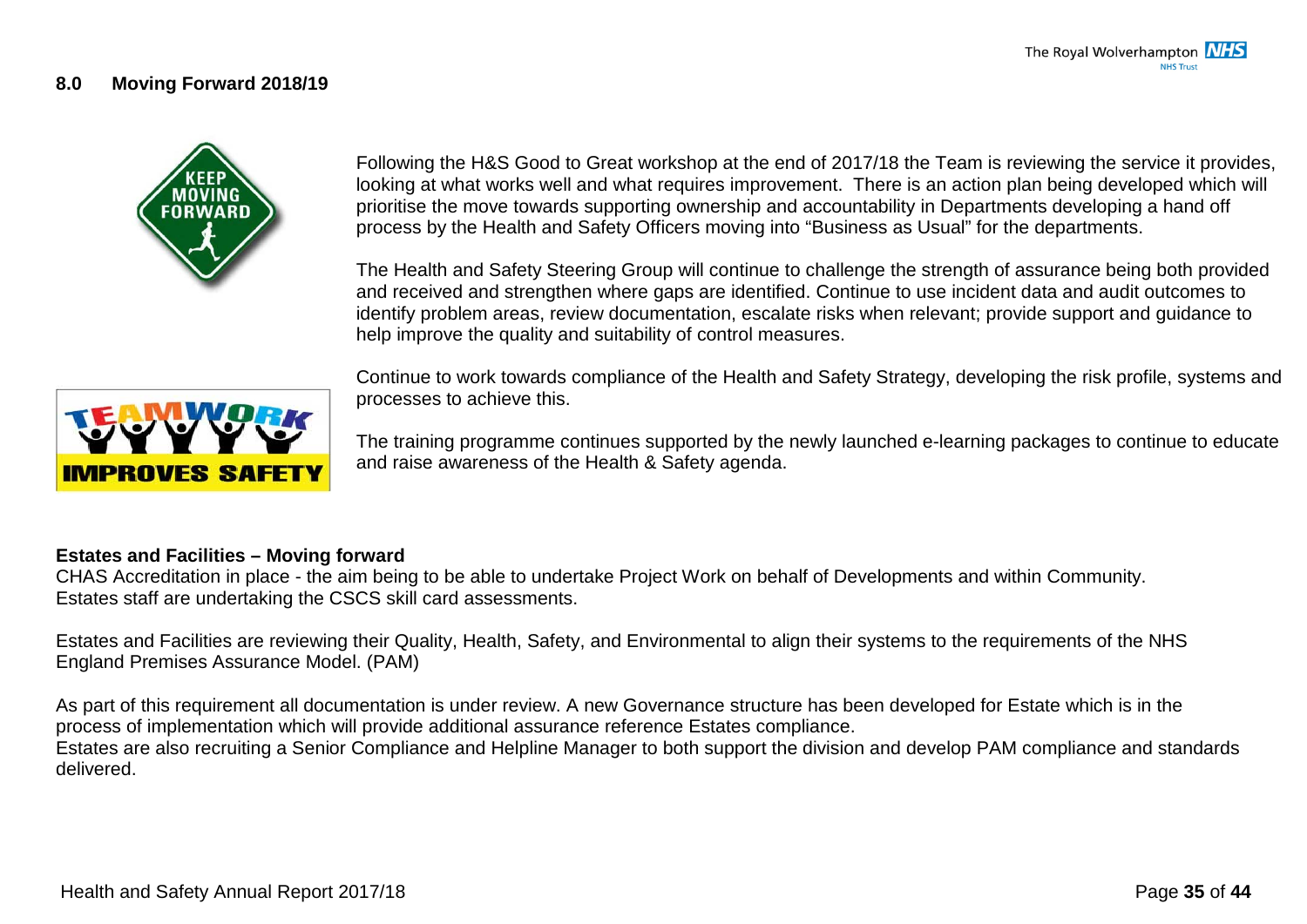## 8.0 Moving Forward 2018/19

Following the H&S Good to Great workshop at the end of 2017/18 the Team is reviewing the service it provides, looking at what works well and what requires improvement. There is an action plan being developed which will prioritise the move towards supporting ownership and accountability in Departments developing a hand off process by the Health and Safety Officers moving into "Business as Usual" for the departments.

The Health and Safety Steering Group will continue to challenge the strength of assurance being both provided and received and strengthen where gaps are identified. Continue to use incident data and audit outcomes to identify problem areas, review documentation, escalate risks when relevant; provide support and guidance to help improve the quality and suitability of control measures.

Continue to work towards compliance of the Health and Safety Strategy, developing the risk profile, systems and processes to achieve this.

The training programme continues supported by the newly launched e-learning packages to continue to educate and raise awareness of the Health & Safety agenda.

**Estates and Facilities – Moving forward**

CHAS Accreditation in place - the aim being to be able to undertake Project Work on behalf of Developments and within Community. Estates staff are undertaking the CSCS skill card assessments.

Estates and Facilities are reviewing their Quality, Health, Safety, and Environmental to align their systems to the requirements of the NHS England Premises Assurance Model. (PAM)

As part of this requirement all documentation is under review. A new Governance structure has been developed for Estate which is in the process of implementation which will provide additional assurance reference Estates compliance.
Estates are also recruiting a Senior Compliance and Helpline Manager to both support the division and develop PAM compliance and standards delivered.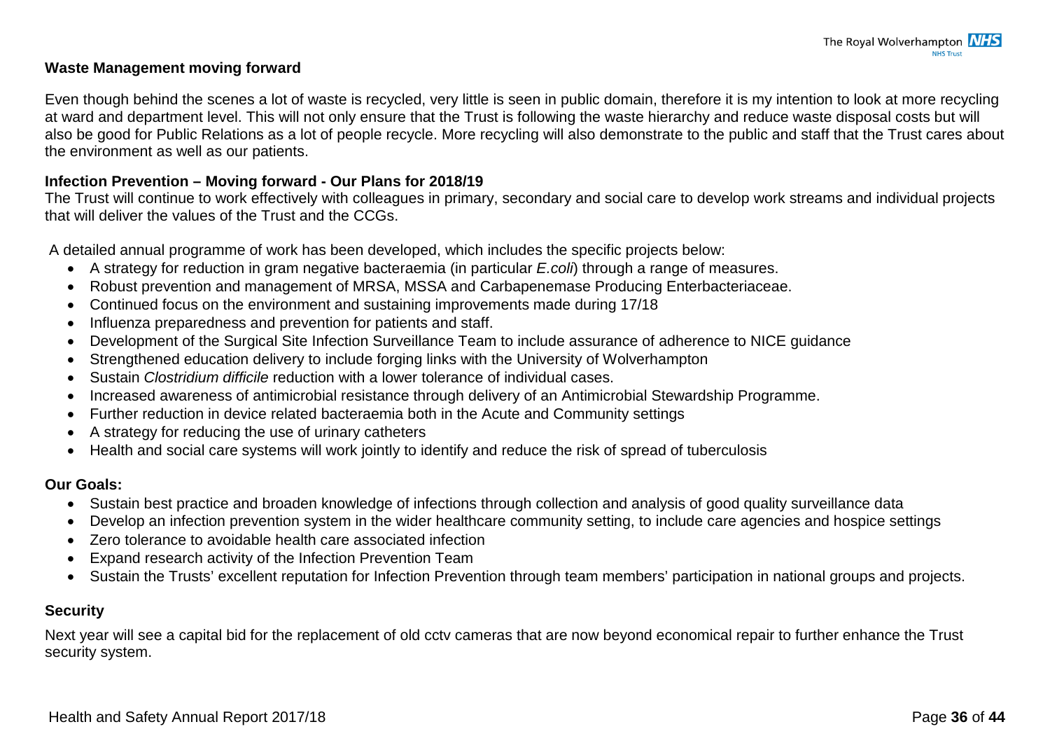**Waste Management moving forward**

Even though behind the scenes a lot of waste is recycled, very little is seen in public domain, therefore it is my intention to look at more recycling at ward and department level. This will not only ensure that the Trust is following the waste hierarchy and reduce waste disposal costs but will also be good for Public Relations as a lot of people recycle. More recycling will also demonstrate to the public and staff that the Trust cares about the environment as well as our patients.

**Infection Prevention – Moving forward - Our Plans for 2018/19**

The Trust will continue to work effectively with colleagues in primary, secondary and social care to develop work streams and individual projects that will deliver the values of the Trust and the CCGs.

A detailed annual programme of work has been developed, which includes the specific projects below:

- A strategy for reduction in gram negative bacteraemia (in particular *E.coli*) through a range of measures.
- Robust prevention and management of MRSA, MSSA and Carbapenemase Producing Enterbacteriaceae.
- Continued focus on the environment and sustaining improvements made during 17/18
- Influenza preparedness and prevention for patients and staff.
- Development of the Surgical Site Infection Surveillance Team to include assurance of adherence to NICE guidance
- Strengthened education delivery to include forging links with the University of Wolverhampton
- Sustain *Clostridium difficile* reduction with a lower tolerance of individual cases.
- Increased awareness of antimicrobial resistance through delivery of an Antimicrobial Stewardship Programme.
- Further reduction in device related bacteraemia both in the Acute and Community settings
- A strategy for reducing the use of urinary catheters
- Health and social care systems will work jointly to identify and reduce the risk of spread of tuberculosis

**Our Goals:**

- Sustain best practice and broaden knowledge of infections through collection and analysis of good quality surveillance data
- Develop an infection prevention system in the wider healthcare community setting, to include care agencies and hospice settings
- Zero tolerance to avoidable health care associated infection
- Expand research activity of the Infection Prevention Team
- Sustain the Trusts' excellent reputation for Infection Prevention through team members' participation in national groups and projects.

**Security**

Next year will see a capital bid for the replacement of old cctv cameras that are now beyond economical repair to further enhance the Trust security system.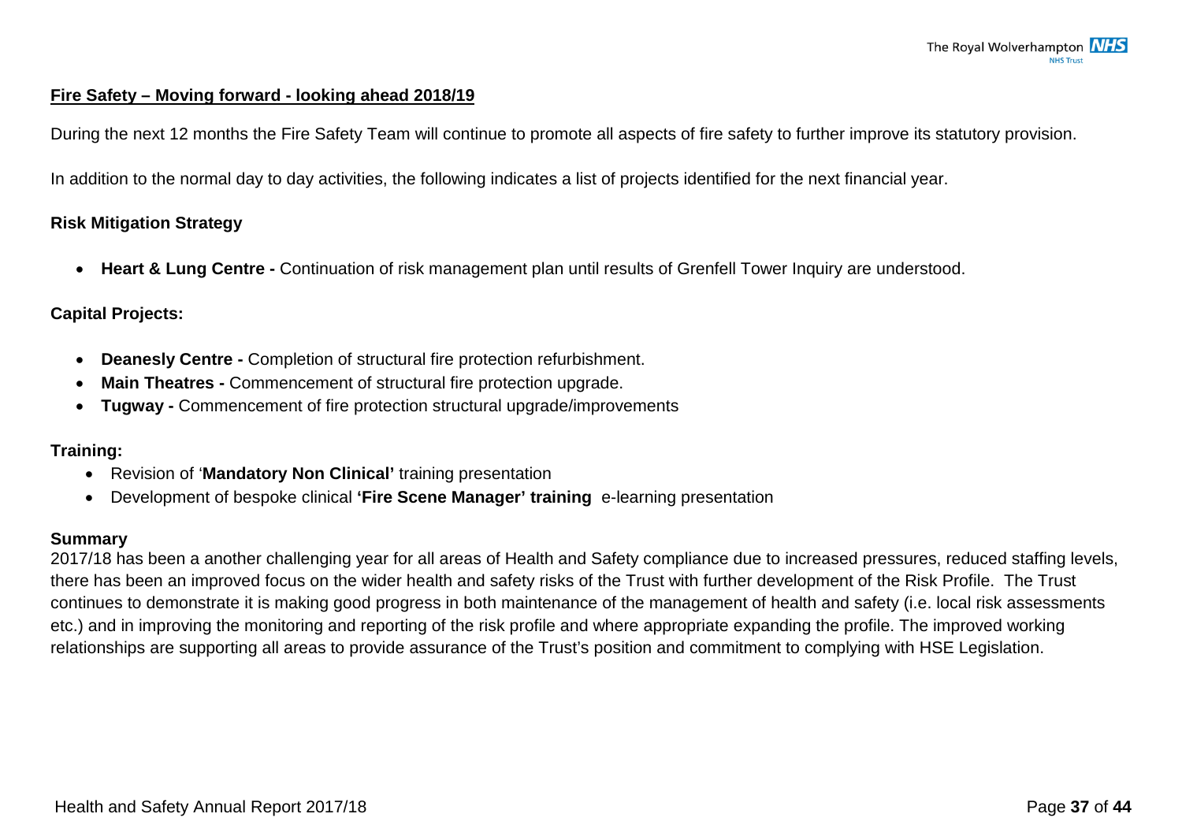## Fire Safety – Moving forward - looking ahead 2018/19

During the next 12 months the Fire Safety Team will continue to promote all aspects of fire safety to further improve its statutory provision.

In addition to the normal day to day activities, the following indicates a list of projects identified for the next financial year.

### Risk Mitigation Strategy

- **Heart & Lung Centre -** Continuation of risk management plan until results of Grenfell Tower Inquiry are understood.

### Capital Projects:

- **Deanesly Centre -** Completion of structural fire protection refurbishment.
- **Main Theatres -** Commencement of structural fire protection upgrade.
- **Tugway -** Commencement of fire protection structural upgrade/improvements

### Training:

- Revision of '**Mandatory Non Clinical'** training presentation
- Development of bespoke clinical **'Fire Scene Manager' training** e-learning presentation

### Summary

2017/18 has been a another challenging year for all areas of Health and Safety compliance due to increased pressures, reduced staffing levels, there has been an improved focus on the wider health and safety risks of the Trust with further development of the Risk Profile. The Trust continues to demonstrate it is making good progress in both maintenance of the management of health and safety (i.e. local risk assessments etc.) and in improving the monitoring and reporting of the risk profile and where appropriate expanding the profile. The improved working relationships are supporting all areas to provide assurance of the Trust's position and commitment to complying with HSE Legislation.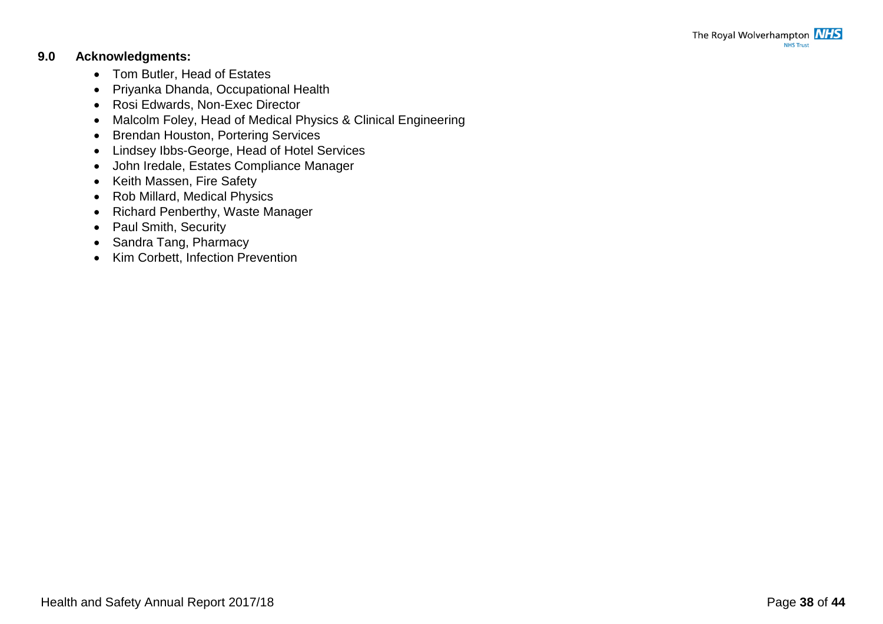## 9.0 Acknowledgments:

- Tom Butler, Head of Estates
- Priyanka Dhanda, Occupational Health
- Rosi Edwards, Non-Exec Director
- Malcolm Foley, Head of Medical Physics & Clinical Engineering
- Brendan Houston, Portering Services
- Lindsey Ibbs-George, Head of Hotel Services
- John Iredale, Estates Compliance Manager
- Keith Massen, Fire Safety
- Rob Millard, Medical Physics
- Richard Penberthy, Waste Manager
- Paul Smith, Security
- Sandra Tang, Pharmacy
- Kim Corbett, Infection Prevention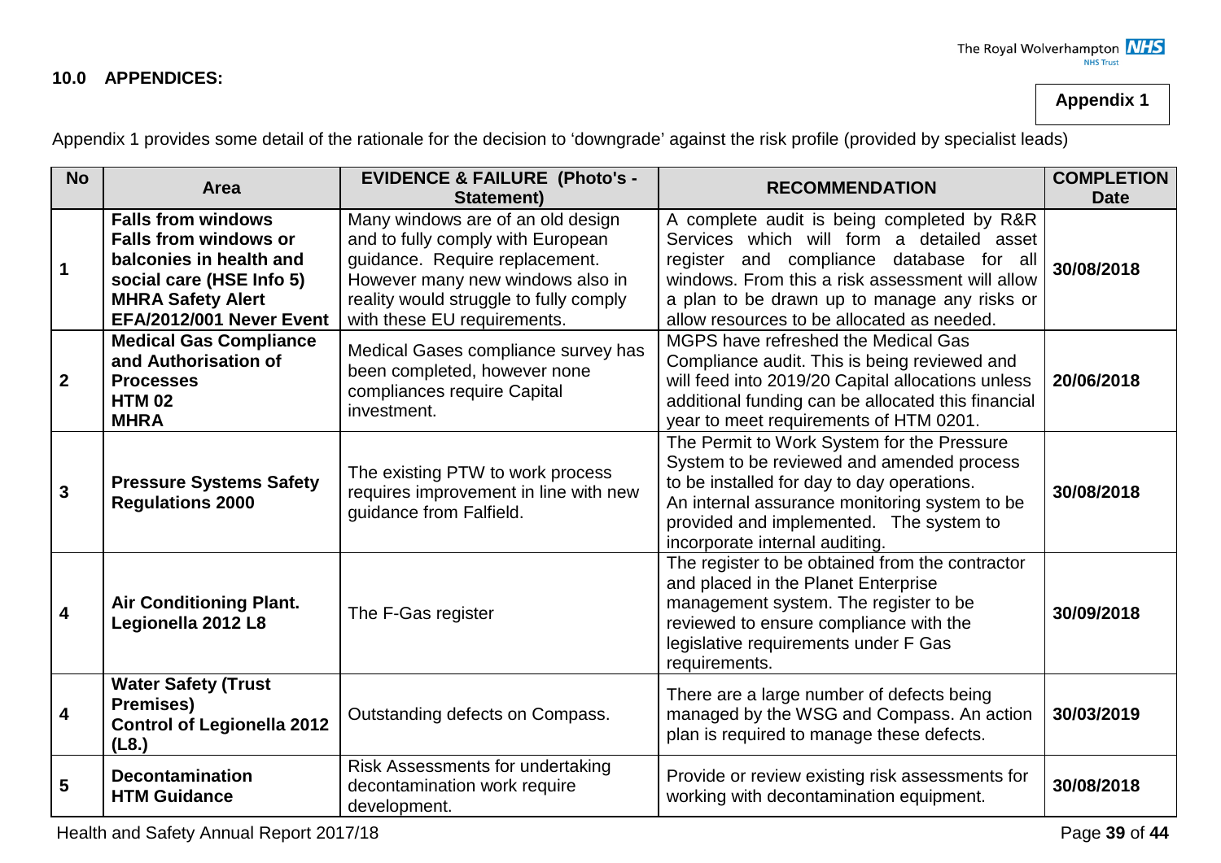## 10.0 APPENDICES:

**Appendix 1**

Appendix 1 provides some detail of the rationale for the decision to 'downgrade' against the risk profile (provided by specialist leads)

| No | Area | EVIDENCE & FAILURE (Photo's - Statement) | RECOMMENDATION | COMPLETION Date |
|---|---|---|---|---|
| 1 | **Falls from windows Falls from windows or balconies in health and social care (HSE Info 5) MHRA Safety Alert EFA/2012/001 Never Event** | Many windows are of an old design and to fully comply with European guidance. Require replacement. However many new windows also in reality would struggle to fully comply with these EU requirements. | A complete audit is being completed by R&R Services which will form a detailed asset register and compliance database for all windows. From this a risk assessment will allow a plan to be drawn up to manage any risks or allow resources to be allocated as needed. | **30/08/2018** |
| 2 | **Medical Gas Compliance and Authorisation of Processes HTM 02 MHRA** | Medical Gases compliance survey has been completed, however none compliances require Capital investment. | MGPS have refreshed the Medical Gas Compliance audit. This is being reviewed and will feed into 2019/20 Capital allocations unless additional funding can be allocated this financial year to meet requirements of HTM 0201. | **20/06/2018** |
| 3 | **Pressure Systems Safety Regulations 2000** | The existing PTW to work process requires improvement in line with new guidance from Falfield. | The Permit to Work System for the Pressure System to be reviewed and amended process to be installed for day to day operations. An internal assurance monitoring system to be provided and implemented. The system to incorporate internal auditing. | **30/08/2018** |
| 4 | **Air Conditioning Plant. Legionella 2012 L8** | The F-Gas register | The register to be obtained from the contractor and placed in the Planet Enterprise management system. The register to be reviewed to ensure compliance with the legislative requirements under F Gas requirements. | **30/09/2018** |
| 4 | **Water Safety (Trust Premises) Control of Legionella 2012 (L8.)** | Outstanding defects on Compass. | There are a large number of defects being managed by the WSG and Compass. An action plan is required to manage these defects. | **30/03/2019** |
| 5 | **Decontamination HTM Guidance** | Risk Assessments for undertaking decontamination work require development. | Provide or review existing risk assessments for working with decontamination equipment. | **30/08/2018** |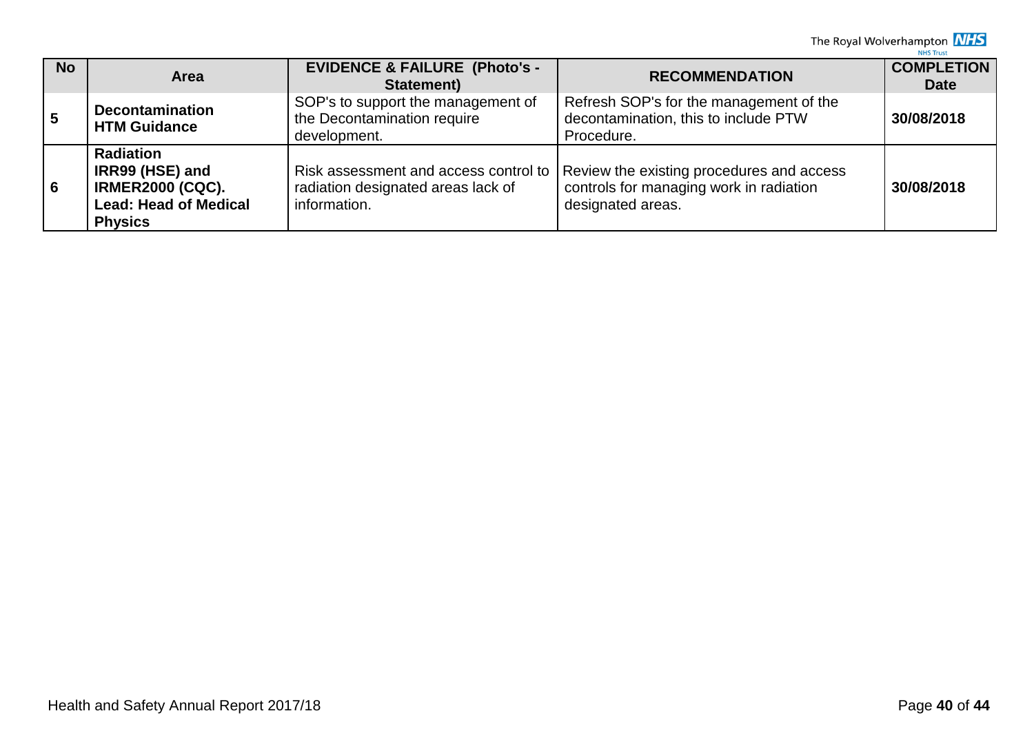| No | Area | EVIDENCE & FAILURE (Photo's - Statement) | RECOMMENDATION | COMPLETION Date |
|---|---|---|---|---|
| **5** | **Decontamination HTM Guidance** | SOP's to support the management of the Decontamination require development. | Refresh SOP's for the management of the decontamination, this to include PTW Procedure. | **30/08/2018** |
| **6** | **Radiation IRR99 (HSE) and IRMER2000 (CQC). Lead: Head of Medical Physics** | Risk assessment and access control to radiation designated areas lack of information. | Review the existing procedures and access controls for managing work in radiation designated areas. | **30/08/2018** |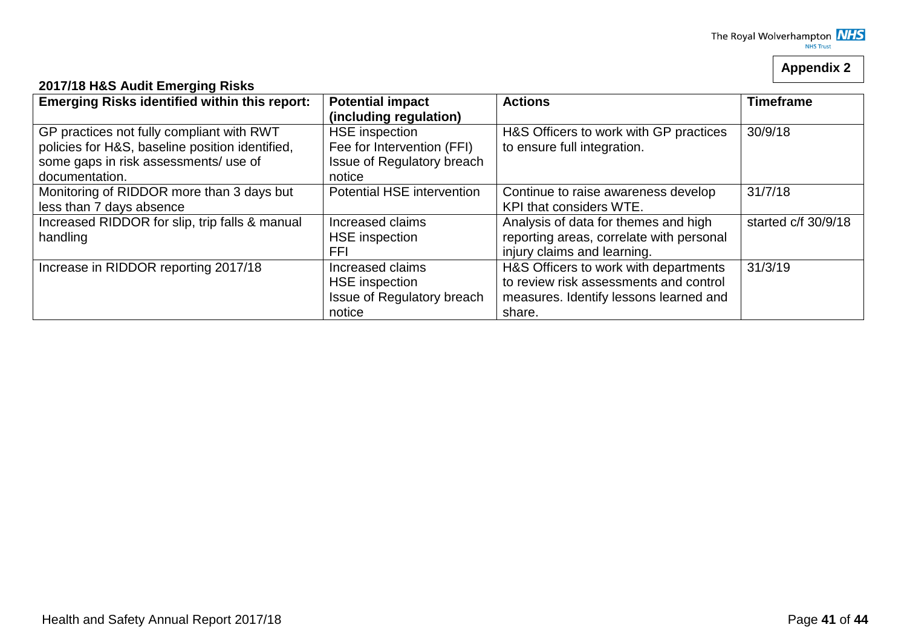**Appendix 2**

**2017/18 H&S Audit Emerging Risks**

| Emerging Risks identified within this report: | Potential impact (including regulation) | Actions | Timeframe |
|---|---|---|---|
| GP practices not fully compliant with RWT policies for H&S, baseline position identified, some gaps in risk assessments/ use of documentation. | HSE inspection<br>Fee for Intervention (FFI)<br>Issue of Regulatory breach notice | H&S Officers to work with GP practices to ensure full integration. | 30/9/18 |
| Monitoring of RIDDOR more than 3 days but less than 7 days absence | Potential HSE intervention | Continue to raise awareness develop KPI that considers WTE. | 31/7/18 |
| Increased RIDDOR for slip, trip falls & manual handling | Increased claims<br>HSE inspection<br>FFI | Analysis of data for themes and high reporting areas, correlate with personal injury claims and learning. | started c/f 30/9/18 |
| Increase in RIDDOR reporting 2017/18 | Increased claims<br>HSE inspection<br>Issue of Regulatory breach notice | H&S Officers to work with departments to review risk assessments and control measures. Identify lessons learned and share. | 31/3/19 |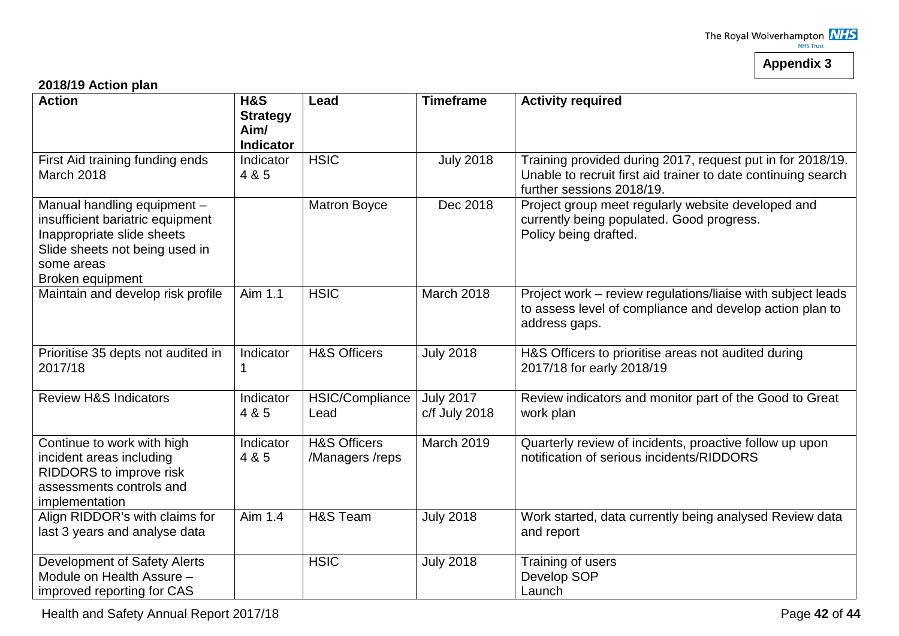**Appendix 3**

**2018/19 Action plan**

| Action | H&S Strategy Aim/ Indicator | Lead | Timeframe | Activity required |
|---|---|---|---|---|
| First Aid training funding ends March 2018 | Indicator 4 & 5 | HSIC | July 2018 | Training provided during 2017, request put in for 2018/19. Unable to recruit first aid trainer to date continuing search further sessions 2018/19. |
| Manual handling equipment – insufficient bariatric equipment Inappropriate slide sheets Slide sheets not being used in some areas Broken equipment | | Matron Boyce | Dec 2018 | Project group meet regularly website developed and currently being populated. Good progress. Policy being drafted. |
| Maintain and develop risk profile | Aim 1.1 | HSIC | March 2018 | Project work – review regulations/liaise with subject leads to assess level of compliance and develop action plan to address gaps. |
| Prioritise 35 depts not audited in 2017/18 | Indicator 1 | H&S Officers | July 2018 | H&S Officers to prioritise areas not audited during 2017/18 for early 2018/19 |
| Review H&S Indicators | Indicator 4 & 5 | HSIC/Compliance Lead | July 2017 c/f July 2018 | Review indicators and monitor part of the Good to Great work plan |
| Continue to work with high incident areas including RIDDORS to improve risk assessments controls and implementation | Indicator 4 & 5 | H&S Officers /Managers /reps | March 2019 | Quarterly review of incidents, proactive follow up upon notification of serious incidents/RIDDORS |
| Align RIDDOR's with claims for last 3 years and analyse data | Aim 1.4 | H&S Team | July 2018 | Work started, data currently being analysed Review data and report |
| Development of Safety Alerts Module on Health Assure – improved reporting for CAS | | HSIC | July 2018 | Training of users<br>Develop SOP<br>Launch |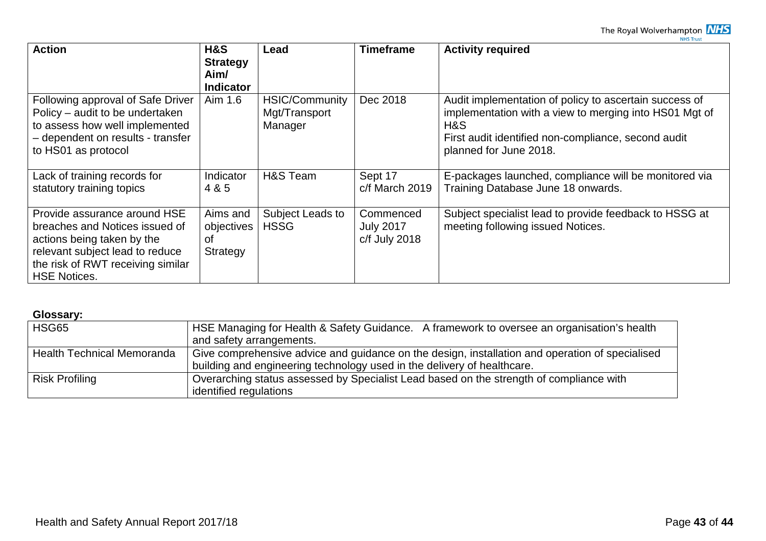| Action | H&S Strategy Aim/ Indicator | Lead | Timeframe | Activity required |
|---|---|---|---|---|
| Following approval of Safe Driver Policy – audit to be undertaken to assess how well implemented – dependent on results - transfer to HS01 as protocol | Aim 1.6 | HSIC/Community Mgt/Transport Manager | Dec 2018 | Audit implementation of policy to ascertain success of implementation with a view to merging into HS01 Mgt of H&S<br>First audit identified non-compliance, second audit planned for June 2018. |
| Lack of training records for statutory training topics | Indicator 4 & 5 | H&S Team | Sept 17<br>c/f March 2019 | E-packages launched, compliance will be monitored via Training Database June 18 onwards. |
| Provide assurance around HSE breaches and Notices issued of actions being taken by the relevant subject lead to reduce the risk of RWT receiving similar HSE Notices. | Aims and objectives of Strategy | Subject Leads to HSSG | Commenced July 2017<br>c/f July 2018 | Subject specialist lead to provide feedback to HSSG at meeting following issued Notices. |

**Glossary:**

| | |
|---|---|
| HSG65 | HSE Managing for Health & Safety Guidance. A framework to oversee an organisation's health and safety arrangements. |
| Health Technical Memoranda | Give comprehensive advice and guidance on the design, installation and operation of specialised building and engineering technology used in the delivery of healthcare. |
| Risk Profiling | Overarching status assessed by Specialist Lead based on the strength of compliance with identified regulations |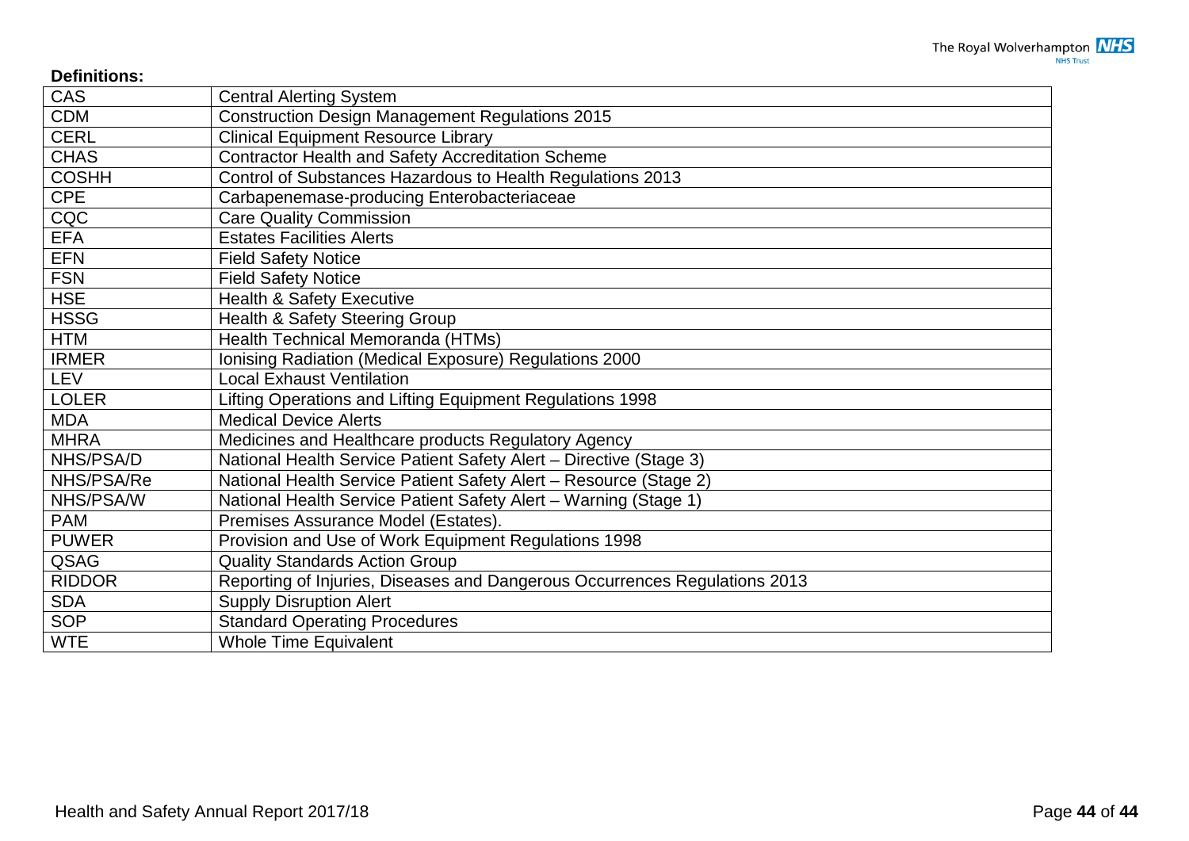**Definitions:**

| | |
|---|---|
| CAS | Central Alerting System |
| CDM | Construction Design Management Regulations 2015 |
| CERL | Clinical Equipment Resource Library |
| CHAS | Contractor Health and Safety Accreditation Scheme |
| COSHH | Control of Substances Hazardous to Health Regulations 2013 |
| CPE | Carbapenemase-producing Enterobacteriaceae |
| CQC | Care Quality Commission |
| EFA | Estates Facilities Alerts |
| EFN | Field Safety Notice |
| FSN | Field Safety Notice |
| HSE | Health & Safety Executive |
| HSSG | Health & Safety Steering Group |
| HTM | Health Technical Memoranda (HTMs) |
| IRMER | Ionising Radiation (Medical Exposure) Regulations 2000 |
| LEV | Local Exhaust Ventilation |
| LOLER | Lifting Operations and Lifting Equipment Regulations 1998 |
| MDA | Medical Device Alerts |
| MHRA | Medicines and Healthcare products Regulatory Agency |
| NHS/PSA/D | National Health Service Patient Safety Alert – Directive (Stage 3) |
| NHS/PSA/Re | National Health Service Patient Safety Alert – Resource (Stage 2) |
| NHS/PSA/W | National Health Service Patient Safety Alert – Warning (Stage 1) |
| PAM | Premises Assurance Model (Estates). |
| PUWER | Provision and Use of Work Equipment Regulations 1998 |
| QSAG | Quality Standards Action Group |
| RIDDOR | Reporting of Injuries, Diseases and Dangerous Occurrences Regulations 2013 |
| SDA | Supply Disruption Alert |
| SOP | Standard Operating Procedures |
| WTE | Whole Time Equivalent |